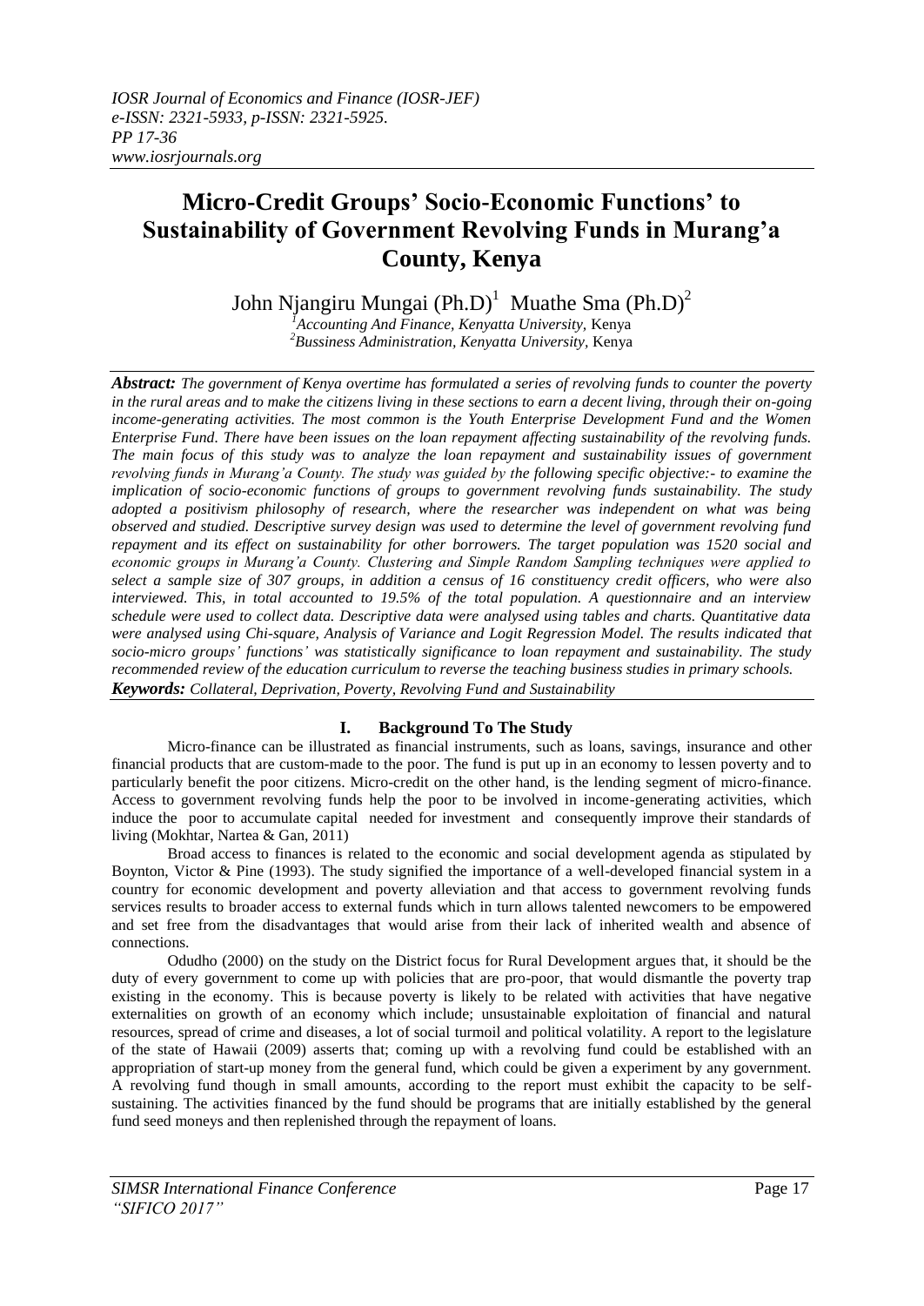# Micro-Credit Groups' Socio-Economic Functions' to Sustainability of Government Revolving Funds in Murang'a County, Kenya

John Njangiru Mungai (Ph.D)[1] Muathe Sma (Ph.D)[2]

[1]*Accounting And Finance, Kenyatta University,* Kenya
[2]*Bussiness Administration, Kenyatta University,* Kenya

***Abstract:*** *The government of Kenya overtime has formulated a series of revolving funds to counter the poverty in the rural areas and to make the citizens living in these sections to earn a decent living, through their on-going income-generating activities. The most common is the Youth Enterprise Development Fund and the Women Enterprise Fund. There have been issues on the loan repayment affecting sustainability of the revolving funds. The main focus of this study was to analyze the loan repayment and sustainability issues of government revolving funds in Murang'a County. The study was guided by the following specific objective:- to examine the implication of socio-economic functions of groups to government revolving funds sustainability. The study adopted a positivism philosophy of research, where the researcher was independent on what was being observed and studied. Descriptive survey design was used to determine the level of government revolving fund repayment and its effect on sustainability for other borrowers. The target population was 1520 social and economic groups in Murang'a County. Clustering and Simple Random Sampling techniques were applied to select a sample size of 307 groups, in addition a census of 16 constituency credit officers, who were also interviewed. This, in total accounted to 19.5% of the total population. A questionnaire and an interview schedule were used to collect data. Descriptive data were analysed using tables and charts. Quantitative data were analysed using Chi-square, Analysis of Variance and Logit Regression Model. The results indicated that socio-micro groups' functions' was statistically significance to loan repayment and sustainability. The study recommended review of the education curriculum to reverse the teaching business studies in primary schools.*

***Keywords:*** *Collateral, Deprivation, Poverty, Revolving Fund and Sustainability*

## I. Background To The Study

Micro-finance can be illustrated as financial instruments, such as loans, savings, insurance and other financial products that are custom-made to the poor. The fund is put up in an economy to lessen poverty and to particularly benefit the poor citizens. Micro-credit on the other hand, is the lending segment of micro-finance. Access to government revolving funds help the poor to be involved in income-generating activities, which induce the poor to accumulate capital needed for investment and consequently improve their standards of living (Mokhtar, Nartea & Gan, 2011)

Broad access to finances is related to the economic and social development agenda as stipulated by Boynton, Victor & Pine (1993). The study signified the importance of a well-developed financial system in a country for economic development and poverty alleviation and that access to government revolving funds services results to broader access to external funds which in turn allows talented newcomers to be empowered and set free from the disadvantages that would arise from their lack of inherited wealth and absence of connections.

Odudho (2000) on the study on the District focus for Rural Development argues that, it should be the duty of every government to come up with policies that are pro-poor, that would dismantle the poverty trap existing in the economy. This is because poverty is likely to be related with activities that have negative externalities on growth of an economy which include; unsustainable exploitation of financial and natural resources, spread of crime and diseases, a lot of social turmoil and political volatility. A report to the legislature of the state of Hawaii (2009) asserts that; coming up with a revolving fund could be established with an appropriation of start-up money from the general fund, which could be given a experiment by any government. A revolving fund though in small amounts, according to the report must exhibit the capacity to be self-sustaining. The activities financed by the fund should be programs that are initially established by the general fund seed moneys and then replenished through the repayment of loans.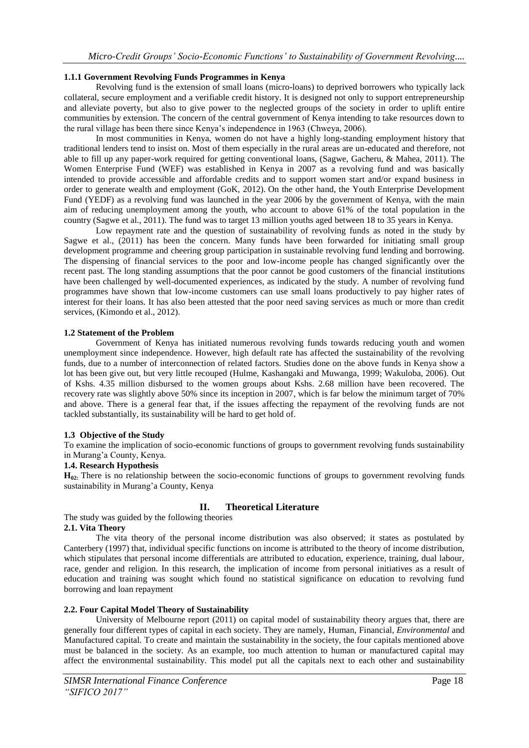### 1.1.1 Government Revolving Funds Programmes in Kenya

Revolving fund is the extension of small loans (micro-loans) to deprived borrowers who typically lack collateral, secure employment and a verifiable credit history. It is designed not only to support entrepreneurship and alleviate poverty, but also to give power to the neglected groups of the society in order to uplift entire communities by extension. The concern of the central government of Kenya intending to take resources down to the rural village has been there since Kenya's independence in 1963 (Chweya, 2006).

In most communities in Kenya, women do not have a highly long-standing employment history that traditional lenders tend to insist on. Most of them especially in the rural areas are un-educated and therefore, not able to fill up any paper-work required for getting conventional loans, (Sagwe, Gacheru, & Mahea, 2011). The Women Enterprise Fund (WEF) was established in Kenya in 2007 as a revolving fund and was basically intended to provide accessible and affordable credits and to support women start and/or expand business in order to generate wealth and employment (GoK, 2012). On the other hand, the Youth Enterprise Development Fund (YEDF) as a revolving fund was launched in the year 2006 by the government of Kenya, with the main aim of reducing unemployment among the youth, who account to above 61% of the total population in the country (Sagwe et al., 2011). The fund was to target 13 million youths aged between 18 to 35 years in Kenya.

Low repayment rate and the question of sustainability of revolving funds as noted in the study by Sagwe et al., (2011) has been the concern. Many funds have been forwarded for initiating small group development programme and cheering group participation in sustainable revolving fund lending and borrowing. The dispensing of financial services to the poor and low-income people has changed significantly over the recent past. The long standing assumptions that the poor cannot be good customers of the financial institutions have been challenged by well-documented experiences, as indicated by the study. A number of revolving fund programmes have shown that low-income customers can use small loans productively to pay higher rates of interest for their loans. It has also been attested that the poor need saving services as much or more than credit services, (Kimondo et al., 2012).

### 1.2 Statement of the Problem

Government of Kenya has initiated numerous revolving funds towards reducing youth and women unemployment since independence. However, high default rate has affected the sustainability of the revolving funds, due to a number of interconnection of related factors. Studies done on the above funds in Kenya show a lot has been give out, but very little recouped (Hulme, Kashangaki and Muwanga, 1999; Wakuloba, 2006). Out of Kshs. 4.35 million disbursed to the women groups about Kshs. 2.68 million have been recovered. The recovery rate was slightly above 50% since its inception in 2007, which is far below the minimum target of 70% and above. There is a general fear that, if the issues affecting the repayment of the revolving funds are not tackled substantially, its sustainability will be hard to get hold of.

### 1.3 Objective of the Study

To examine the implication of socio-economic functions of groups to government revolving funds sustainability in Murang'a County, Kenya.

### 1.4. Research Hypothesis

**$H_{02}$:** There is no relationship between the socio-economic functions of groups to government revolving funds sustainability in Murang'a County, Kenya

## II. Theoretical Literature

The study was guided by the following theories

### 2.1. Vita Theory

The vita theory of the personal income distribution was also observed; it states as postulated by Canterbery (1997) that, individual specific functions on income is attributed to the theory of income distribution, which stipulates that personal income differentials are attributed to education, experience, training, dual labour, race, gender and religion. In this research, the implication of income from personal initiatives as a result of education and training was sought which found no statistical significance on education to revolving fund borrowing and loan repayment

### 2.2. Four Capital Model Theory of Sustainability

University of Melbourne report (2011) on capital model of sustainability theory argues that, there are generally four different types of capital in each society. They are namely, Human, Financial, *Environmental* and Manufactured capital. To create and maintain the sustainability in the society, the four capitals mentioned above must be balanced in the society. As an example, too much attention to human or manufactured capital may affect the environmental sustainability. This model put all the capitals next to each other and sustainability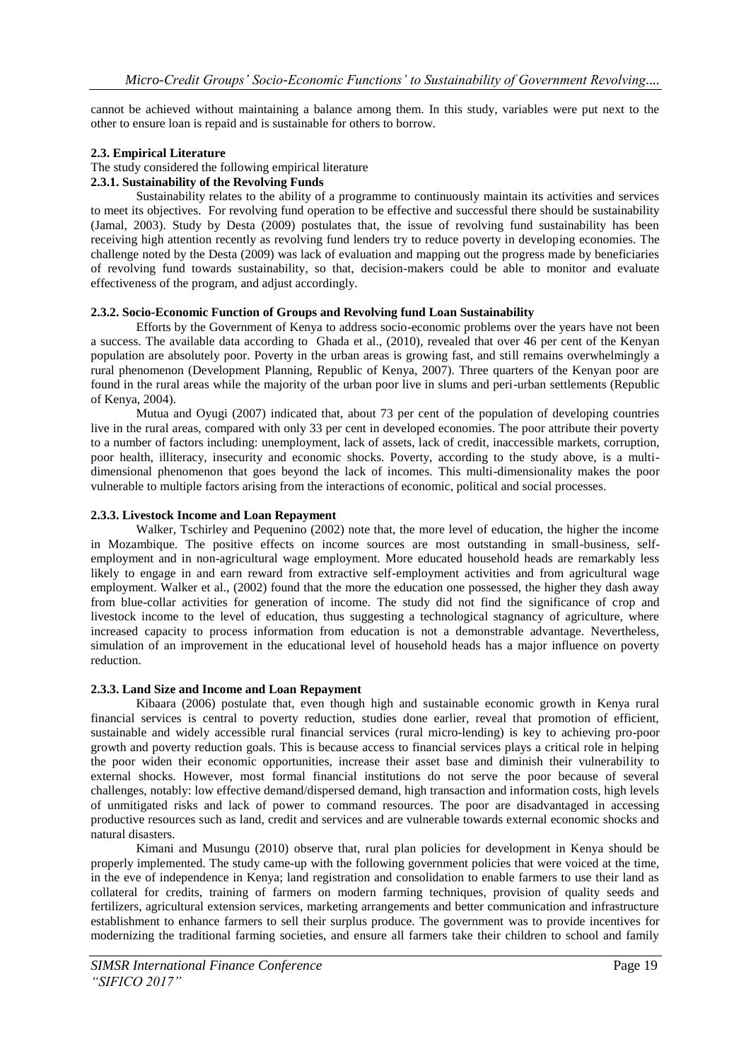cannot be achieved without maintaining a balance among them. In this study, variables were put next to the other to ensure loan is repaid and is sustainable for others to borrow.

### 2.3. Empirical Literature

The study considered the following empirical literature

#### 2.3.1. Sustainability of the Revolving Funds

Sustainability relates to the ability of a programme to continuously maintain its activities and services to meet its objectives. For revolving fund operation to be effective and successful there should be sustainability (Jamal, 2003). Study by Desta (2009) postulates that, the issue of revolving fund sustainability has been receiving high attention recently as revolving fund lenders try to reduce poverty in developing economies. The challenge noted by the Desta (2009) was lack of evaluation and mapping out the progress made by beneficiaries of revolving fund towards sustainability, so that, decision-makers could be able to monitor and evaluate effectiveness of the program, and adjust accordingly.

#### 2.3.2. Socio-Economic Function of Groups and Revolving fund Loan Sustainability

Efforts by the Government of Kenya to address socio-economic problems over the years have not been a success. The available data according to Ghada et al., (2010), revealed that over 46 per cent of the Kenyan population are absolutely poor. Poverty in the urban areas is growing fast, and still remains overwhelmingly a rural phenomenon (Development Planning, Republic of Kenya, 2007). Three quarters of the Kenyan poor are found in the rural areas while the majority of the urban poor live in slums and peri-urban settlements (Republic of Kenya, 2004).

Mutua and Oyugi (2007) indicated that, about 73 per cent of the population of developing countries live in the rural areas, compared with only 33 per cent in developed economies. The poor attribute their poverty to a number of factors including: unemployment, lack of assets, lack of credit, inaccessible markets, corruption, poor health, illiteracy, insecurity and economic shocks. Poverty, according to the study above, is a multi-dimensional phenomenon that goes beyond the lack of incomes. This multi-dimensionality makes the poor vulnerable to multiple factors arising from the interactions of economic, political and social processes.

#### 2.3.3. Livestock Income and Loan Repayment

Walker, Tschirley and Pequenino (2002) note that, the more level of education, the higher the income in Mozambique. The positive effects on income sources are most outstanding in small-business, self-employment and in non-agricultural wage employment. More educated household heads are remarkably less likely to engage in and earn reward from extractive self-employment activities and from agricultural wage employment. Walker et al., (2002) found that the more the education one possessed, the higher they dash away from blue-collar activities for generation of income. The study did not find the significance of crop and livestock income to the level of education, thus suggesting a technological stagnancy of agriculture, where increased capacity to process information from education is not a demonstrable advantage. Nevertheless, simulation of an improvement in the educational level of household heads has a major influence on poverty reduction.

#### 2.3.3. Land Size and Income and Loan Repayment

Kibaara (2006) postulate that, even though high and sustainable economic growth in Kenya rural financial services is central to poverty reduction, studies done earlier, reveal that promotion of efficient, sustainable and widely accessible rural financial services (rural micro-lending) is key to achieving pro-poor growth and poverty reduction goals. This is because access to financial services plays a critical role in helping the poor widen their economic opportunities, increase their asset base and diminish their vulnerability to external shocks. However, most formal financial institutions do not serve the poor because of several challenges, notably: low effective demand/dispersed demand, high transaction and information costs, high levels of unmitigated risks and lack of power to command resources. The poor are disadvantaged in accessing productive resources such as land, credit and services and are vulnerable towards external economic shocks and natural disasters.

Kimani and Musungu (2010) observe that, rural plan policies for development in Kenya should be properly implemented. The study came-up with the following government policies that were voiced at the time, in the eve of independence in Kenya; land registration and consolidation to enable farmers to use their land as collateral for credits, training of farmers on modern farming techniques, provision of quality seeds and fertilizers, agricultural extension services, marketing arrangements and better communication and infrastructure establishment to enhance farmers to sell their surplus produce. The government was to provide incentives for modernizing the traditional farming societies, and ensure all farmers take their children to school and family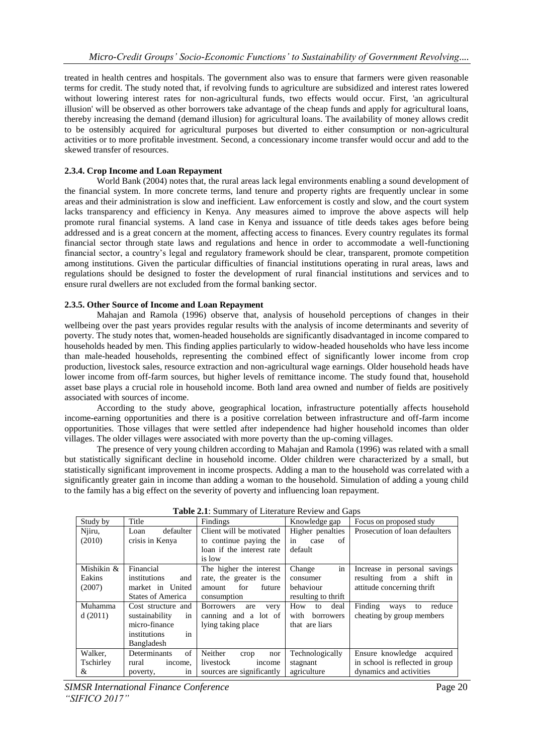treated in health centres and hospitals. The government also was to ensure that farmers were given reasonable terms for credit. The study noted that, if revolving funds to agriculture are subsidized and interest rates lowered without lowering interest rates for non-agricultural funds, two effects would occur. First, 'an agricultural illusion' will be observed as other borrowers take advantage of the cheap funds and apply for agricultural loans, thereby increasing the demand (demand illusion) for agricultural loans. The availability of money allows credit to be ostensibly acquired for agricultural purposes but diverted to either consumption or non-agricultural activities or to more profitable investment. Second, a concessionary income transfer would occur and add to the skewed transfer of resources.

### 2.3.4. Crop Income and Loan Repayment

World Bank (2004) notes that, the rural areas lack legal environments enabling a sound development of the financial system. In more concrete terms, land tenure and property rights are frequently unclear in some areas and their administration is slow and inefficient. Law enforcement is costly and slow, and the court system lacks transparency and efficiency in Kenya. Any measures aimed to improve the above aspects will help promote rural financial systems. A land case in Kenya and issuance of title deeds takes ages before being addressed and is a great concern at the moment, affecting access to finances. Every country regulates its formal financial sector through state laws and regulations and hence in order to accommodate a well-functioning financial sector, a country's legal and regulatory framework should be clear, transparent, promote competition among institutions. Given the particular difficulties of financial institutions operating in rural areas, laws and regulations should be designed to foster the development of rural financial institutions and services and to ensure rural dwellers are not excluded from the formal banking sector.

### 2.3.5. Other Source of Income and Loan Repayment

Mahajan and Ramola (1996) observe that, analysis of household perceptions of changes in their wellbeing over the past years provides regular results with the analysis of income determinants and severity of poverty. The study notes that, women-headed households are significantly disadvantaged in income compared to households headed by men. This finding applies particularly to widow-headed households who have less income than male-headed households, representing the combined effect of significantly lower income from crop production, livestock sales, resource extraction and non-agricultural wage earnings. Older household heads have lower income from off-farm sources, but higher levels of remittance income. The study found that, household asset base plays a crucial role in household income. Both land area owned and number of fields are positively associated with sources of income.

According to the study above, geographical location, infrastructure potentially affects household income-earning opportunities and there is a positive correlation between infrastructure and off-farm income opportunities. Those villages that were settled after independence had higher household incomes than older villages. The older villages were associated with more poverty than the up-coming villages.

The presence of very young children according to Mahajan and Ramola (1996) was related with a small but statistically significant decline in household income. Older children were characterized by a small, but statistically significant improvement in income prospects. Adding a man to the household was correlated with a significantly greater gain in income than adding a woman to the household. Simulation of adding a young child to the family has a big effect on the severity of poverty and influencing loan repayment.

**Table 2.1**: Summary of Literature Review and Gaps

| Study by | Title | Findings | Knowledge gap | Focus on proposed study |
|---|---|---|---|---|
| Njiru, (2010) | Loan defaulter crisis in Kenya | Client will be motivated to continue paying the loan if the interest rate is low | Higher penalties in case of default | Prosecution of loan defaulters |
| Mishikin & Eakins (2007) | Financial institutions and market in United States of America | The higher the interest rate, the greater is the amount for future consumption | Change in consumer behaviour resulting to thrift | Increase in personal savings resulting from a shift in attitude concerning thrift |
| Muhammad (2011) | Cost structure and sustainability in micro-finance institutions in Bangladesh | Borrowers are very canning and a lot of lying taking place | How to deal with borrowers that are liars | Finding ways to reduce cheating by group members |
| Walker, Tschirley & | Determinants of rural income, poverty, in | Neither crop nor livestock income sources are significantly | Technologically stagnant agriculture | Ensure knowledge acquired in school is reflected in group dynamics and activities |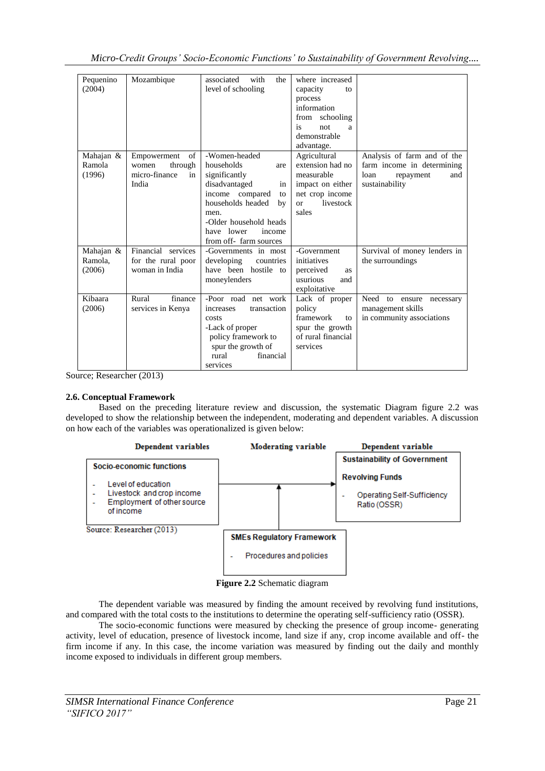| Pequenino (2004) | Mozambique | associated with the level of schooling | where increased capacity to process information from schooling is not a demonstrable advantage. | |
|---|---|---|---|---|
| Mahajan & Ramola (1996) | Empowerment of women through micro-finance in India | -Women-headed households are significantly disadvantaged in income compared to households headed by men.<br>-Older household heads have lower income from off- farm sources | Agricultural extension had no measurable impact on either net crop income or livestock sales | Analysis of farm and of the farm income in determining loan repayment and sustainability |
| Mahajan & Ramola, (2006) | Financial services for the rural poor woman in India | -Governments in most developing countries have been hostile to moneylenders | -Government initiatives perceived as usurious and exploitative | Survival of money lenders in the surroundings |
| Kibaara (2006) | Rural finance services in Kenya | -Poor road net work increases transaction costs<br>-Lack of proper policy framework to spur the growth of rural financial services | Lack of proper policy framework to spur the growth of rural financial services | Need to ensure necessary management skills in community associations |

Source; Researcher (2013)

### 2.6. Conceptual Framework

Based on the preceding literature review and discussion, the systematic Diagram figure 2.2 was developed to show the relationship between the independent, moderating and dependent variables. A discussion on how each of the variables was operationalized is given below:

**Dependent variables** — **Socio-economic functions**
- Level of education
- Livestock and crop income
- Employment of other source of income

**Moderating variable** — **SMEs Regulatory Framework**
- Procedures and policies

**Dependent variable** — **Sustainability of Government Revolving Funds**
- Operating Self-Sufficiency Ratio (OSSR)

Source: Researcher (2013)

**Figure 2.2** Schematic diagram

The dependent variable was measured by finding the amount received by revolving fund institutions, and compared with the total costs to the institutions to determine the operating self-sufficiency ratio (OSSR).

The socio-economic functions were measured by checking the presence of group income- generating activity, level of education, presence of livestock income, land size if any, crop income available and off- the firm income if any. In this case, the income variation was measured by finding out the daily and monthly income exposed to individuals in different group members.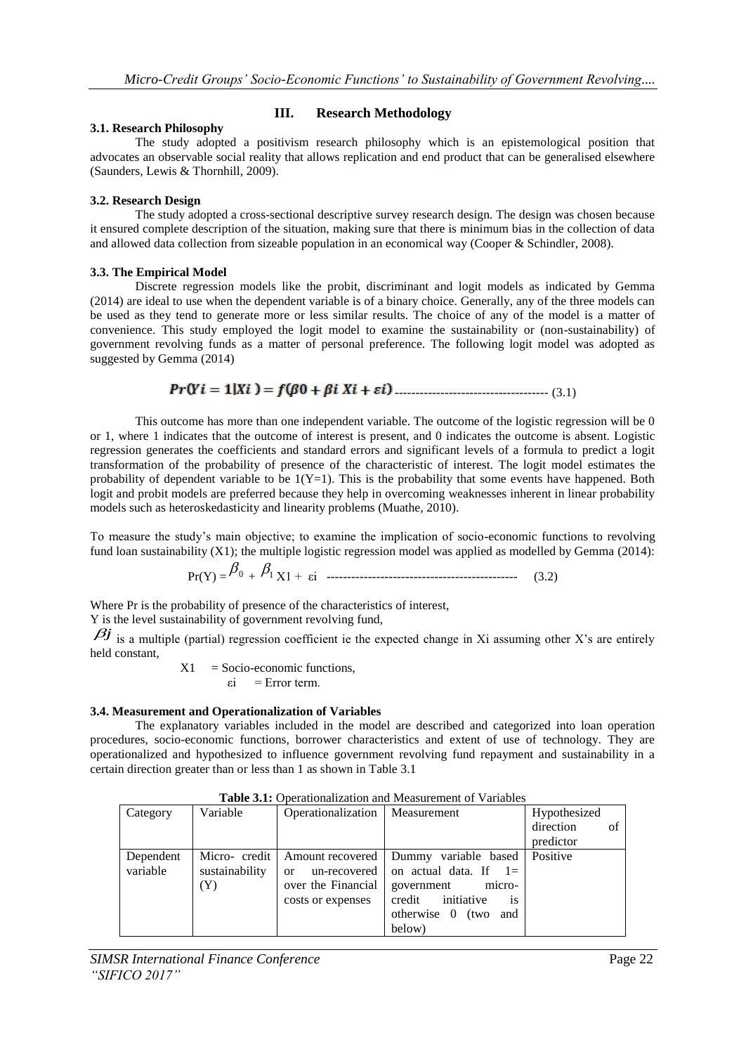## III. Research Methodology

### 3.1. Research Philosophy

The study adopted a positivism research philosophy which is an epistemological position that advocates an observable social reality that allows replication and end product that can be generalised elsewhere (Saunders, Lewis & Thornhill, 2009).

### 3.2. Research Design

The study adopted a cross-sectional descriptive survey research design. The design was chosen because it ensured complete description of the situation, making sure that there is minimum bias in the collection of data and allowed data collection from sizeable population in an economical way (Cooper & Schindler, 2008).

### 3.3. The Empirical Model

Discrete regression models like the probit, discriminant and logit models as indicated by Gemma (2014) are ideal to use when the dependent variable is of a binary choice. Generally, any of the three models can be used as they tend to generate more or less similar results. The choice of any of the model is a matter of convenience. This study employed the logit model to examine the sustainability or (non-sustainability) of government revolving funds as a matter of personal preference. The following logit model was adopted as suggested by Gemma (2014)

$$Pr(Yi = 1|Xi) = f(\beta 0 + \beta i\ Xi + \varepsilon i) \quad (3.1)$$

This outcome has more than one independent variable. The outcome of the logistic regression will be 0 or 1, where 1 indicates that the outcome of interest is present, and 0 indicates the outcome is absent. Logistic regression generates the coefficients and standard errors and significant levels of a formula to predict a logit transformation of the probability of presence of the characteristic of interest. The logit model estimates the probability of dependent variable to be 1(Y=1). This is the probability that some events have happened. Both logit and probit models are preferred because they help in overcoming weaknesses inherent in linear probability models such as heteroskedasticity and linearity problems (Muathe, 2010).

To measure the study's main objective; to examine the implication of socio-economic functions to revolving fund loan sustainability (X1); the multiple logistic regression model was applied as modelled by Gemma (2014):

$$\Pr(Y) = \beta_0 + \beta_1 X1 + \varepsilon i \quad (3.2)$$

Where Pr is the probability of presence of the characteristics of interest,
Y is the level sustainability of government revolving fund,
$\beta j$ is a multiple (partial) regression coefficient ie the expected change in Xi assuming other X's are entirely held constant,

X1 = Socio-economic functions,
εi = Error term.

### 3.4. Measurement and Operationalization of Variables

The explanatory variables included in the model are described and categorized into loan operation procedures, socio-economic functions, borrower characteristics and extent of use of technology. They are operationalized and hypothesized to influence government revolving fund repayment and sustainability in a certain direction greater than or less than 1 as shown in Table 3.1

**Table 3.1:** Operationalization and Measurement of Variables

| Category | Variable | Operationalization | Measurement | Hypothesized direction of predictor |
|---|---|---|---|---|
| Dependent variable | Micro- credit sustainability (Y) | Amount recovered or un-recovered over the Financial costs or expenses | Dummy variable based on actual data. If 1= government micro-credit initiative is otherwise 0 (two and below) | Positive |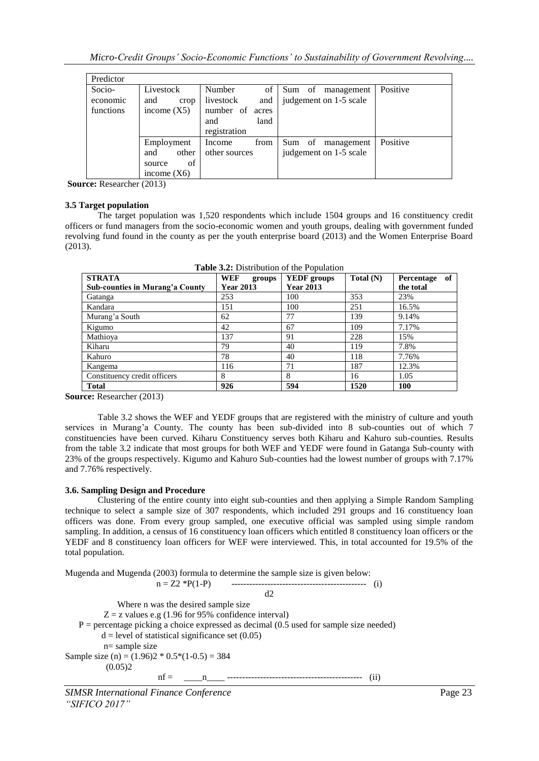| Predictor | | | | |
|---|---|---|---|---|
| Socio-economic functions | Livestock and crop income (X5) | Number of livestock and number of acres and land registration | Sum of management judgement on 1-5 scale | Positive |
| | Employment and other source of income (X6) | Income from other sources | Sum of management judgement on 1-5 scale | Positive |

**Source:** Researcher (2013)

### 3.5 Target population

The target population was 1,520 respondents which include 1504 groups and 16 constituency credit officers or fund managers from the socio-economic women and youth groups, dealing with government funded revolving fund found in the county as per the youth enterprise board (2013) and the Women Enterprise Board (2013).

**Table 3.2:** Distribution of the Population

| STRATA Sub-counties in Murang'a County | WEF groups Year 2013 | YEDF groups Year 2013 | Total (N) | Percentage of the total |
|---|---|---|---|---|
| Gatanga | 253 | 100 | 353 | 23% |
| Kandara | 151 | 100 | 251 | 16.5% |
| Murang'a South | 62 | 77 | 139 | 9.14% |
| Kigumo | 42 | 67 | 109 | 7.17% |
| Mathioya | 137 | 91 | 228 | 15% |
| Kiharu | 79 | 40 | 119 | 7.8% |
| Kahuro | 78 | 40 | 118 | 7.76% |
| Kangema | 116 | 71 | 187 | 12.3% |
| Constituency credit officers | 8 | 8 | 16 | 1.05 |
| **Total** | **926** | **594** | **1520** | **100** |

**Source:** Researcher (2013)

Table 3.2 shows the WEF and YEDF groups that are registered with the ministry of culture and youth services in Murang'a County. The county has been sub-divided into 8 sub-counties out of which 7 constituencies have been curved. Kiharu Constituency serves both Kiharu and Kahuro sub-counties. Results from the table 3.2 indicate that most groups for both WEF and YEDF were found in Gatanga Sub-county with 23% of the groups respectively. Kigumo and Kahuro Sub-counties had the lowest number of groups with 7.17% and 7.76% respectively.

### 3.6. Sampling Design and Procedure

Clustering of the entire county into eight sub-counties and then applying a Simple Random Sampling technique to select a sample size of 307 respondents, which included 291 groups and 16 constituency loan officers was done. From every group sampled, one executive official was sampled using simple random sampling. In addition, a census of 16 constituency loan officers which entitled 8 constituency loan officers or the YEDF and 8 constituency loan officers for WEF were interviewed. This, in total accounted for 19.5% of the total population.

Mugenda and Mugenda (2003) formula to determine the sample size is given below:

$$n = \frac{Z^2 * P(1-P)}{d^2} \quad \text{(i)}$$

Where n was the desired sample size

Z = z values e.g (1.96 for 95% confidence interval)

P = percentage picking a choice expressed as decimal (0.5 used for sample size needed)

d = level of statistical significance set (0.05)

n= sample size

$$\text{Sample size } (n) = \frac{(1.96)^2 * 0.5*(1-0.5)}{(0.05)^2} = 384$$

$$nf = \frac{n}{\quad} \quad \text{(ii)}$$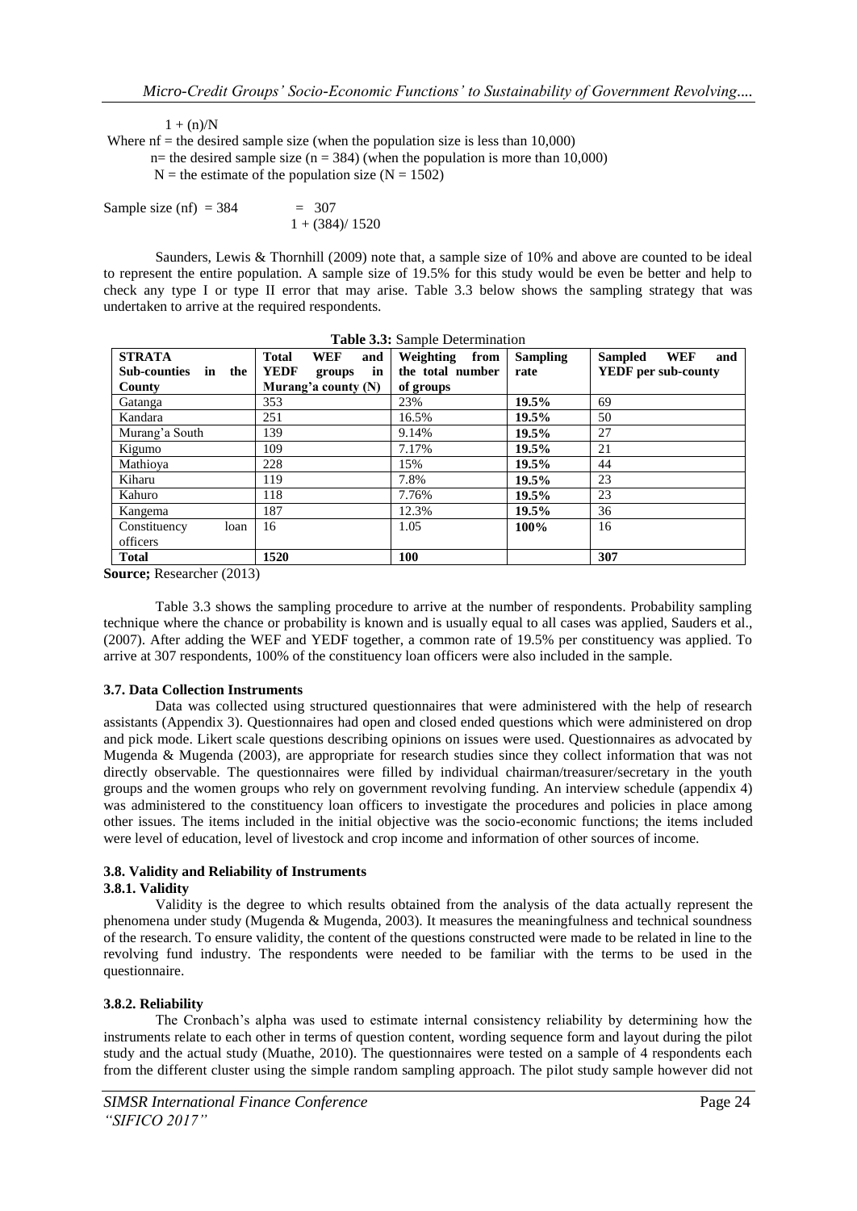$1 + (n)/N$

Where nf = the desired sample size (when the population size is less than 10,000)

n= the desired sample size (n = 384) (when the population is more than 10,000)

N = the estimate of the population size (N = 1502)

$$\text{Sample size (nf)} = \frac{384}{1 + (384)/1520} = 307$$

Saunders, Lewis & Thornhill (2009) note that, a sample size of 10% and above are counted to be ideal to represent the entire population. A sample size of 19.5% for this study would be even be better and help to check any type I or type II error that may arise. Table 3.3 below shows the sampling strategy that was undertaken to arrive at the required respondents.

**Table 3.3:** Sample Determination

| STRATA Sub-counties in the County | Total WEF and YEDF groups in Murang'a county (N) | Weighting from the total number of groups | Sampling rate | Sampled WEF and YEDF per sub-county |
|---|---|---|---|---|
| Gatanga | 353 | 23% | **19.5%** | 69 |
| Kandara | 251 | 16.5% | **19.5%** | 50 |
| Murang'a South | 139 | 9.14% | **19.5%** | 27 |
| Kigumo | 109 | 7.17% | **19.5%** | 21 |
| Mathioya | 228 | 15% | **19.5%** | 44 |
| Kiharu | 119 | 7.8% | **19.5%** | 23 |
| Kahuro | 118 | 7.76% | **19.5%** | 23 |
| Kangema | 187 | 12.3% | **19.5%** | 36 |
| Constituency loan officers | 16 | 1.05 | **100%** | 16 |
| **Total** | **1520** | **100** | | **307** |

**Source;** Researcher (2013)

Table 3.3 shows the sampling procedure to arrive at the number of respondents. Probability sampling technique where the chance or probability is known and is usually equal to all cases was applied, Sauders et al., (2007). After adding the WEF and YEDF together, a common rate of 19.5% per constituency was applied. To arrive at 307 respondents, 100% of the constituency loan officers were also included in the sample.

### 3.7. Data Collection Instruments

Data was collected using structured questionnaires that were administered with the help of research assistants (Appendix 3). Questionnaires had open and closed ended questions which were administered on drop and pick mode. Likert scale questions describing opinions on issues were used. Questionnaires as advocated by Mugenda & Mugenda (2003), are appropriate for research studies since they collect information that was not directly observable. The questionnaires were filled by individual chairman/treasurer/secretary in the youth groups and the women groups who rely on government revolving funding. An interview schedule (appendix 4) was administered to the constituency loan officers to investigate the procedures and policies in place among other issues. The items included in the initial objective was the socio-economic functions; the items included were level of education, level of livestock and crop income and information of other sources of income.

### 3.8. Validity and Reliability of Instruments

#### 3.8.1. Validity

Validity is the degree to which results obtained from the analysis of the data actually represent the phenomena under study (Mugenda & Mugenda, 2003). It measures the meaningfulness and technical soundness of the research. To ensure validity, the content of the questions constructed were made to be related in line to the revolving fund industry. The respondents were needed to be familiar with the terms to be used in the questionnaire.

#### 3.8.2. Reliability

The Cronbach's alpha was used to estimate internal consistency reliability by determining how the instruments relate to each other in terms of question content, wording sequence form and layout during the pilot study and the actual study (Muathe, 2010). The questionnaires were tested on a sample of 4 respondents each from the different cluster using the simple random sampling approach. The pilot study sample however did not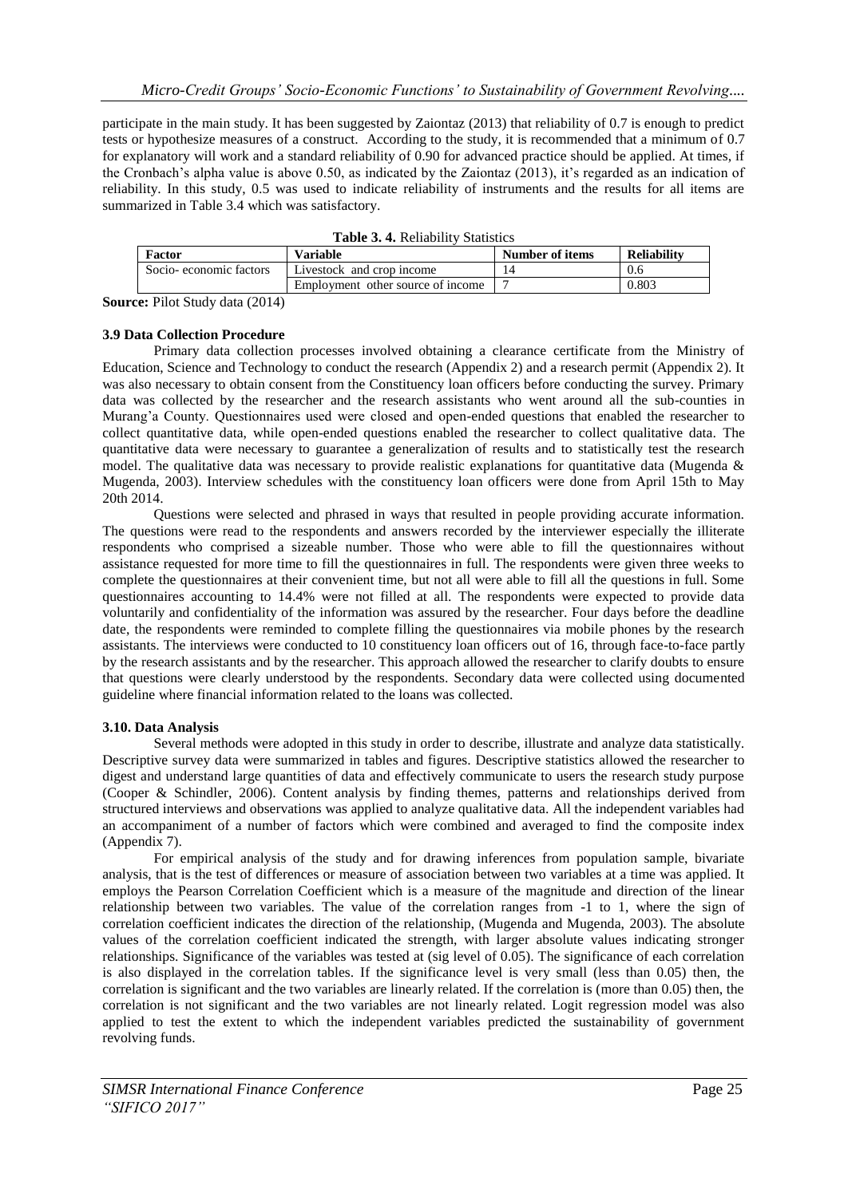participate in the main study. It has been suggested by Zaiontaz (2013) that reliability of 0.7 is enough to predict tests or hypothesize measures of a construct. According to the study, it is recommended that a minimum of 0.7 for explanatory will work and a standard reliability of 0.90 for advanced practice should be applied. At times, if the Cronbach's alpha value is above 0.50, as indicated by the Zaiontaz (2013), it's regarded as an indication of reliability. In this study, 0.5 was used to indicate reliability of instruments and the results for all items are summarized in Table 3.4 which was satisfactory.

**Table 3. 4.** Reliability Statistics

| Factor | Variable | Number of items | Reliability |
|---|---|---|---|
| Socio- economic factors | Livestock and crop income | 14 | 0.6 |
| | Employment other source of income | 7 | 0.803 |

**Source:** Pilot Study data (2014)

### 3.9 Data Collection Procedure

Primary data collection processes involved obtaining a clearance certificate from the Ministry of Education, Science and Technology to conduct the research (Appendix 2) and a research permit (Appendix 2). It was also necessary to obtain consent from the Constituency loan officers before conducting the survey. Primary data was collected by the researcher and the research assistants who went around all the sub-counties in Murang'a County. Questionnaires used were closed and open-ended questions that enabled the researcher to collect quantitative data, while open-ended questions enabled the researcher to collect qualitative data. The quantitative data were necessary to guarantee a generalization of results and to statistically test the research model. The qualitative data was necessary to provide realistic explanations for quantitative data (Mugenda & Mugenda, 2003). Interview schedules with the constituency loan officers were done from April 15th to May 20th 2014.

Questions were selected and phrased in ways that resulted in people providing accurate information. The questions were read to the respondents and answers recorded by the interviewer especially the illiterate respondents who comprised a sizeable number. Those who were able to fill the questionnaires without assistance requested for more time to fill the questionnaires in full. The respondents were given three weeks to complete the questionnaires at their convenient time, but not all were able to fill all the questions in full. Some questionnaires accounting to 14.4% were not filled at all. The respondents were expected to provide data voluntarily and confidentiality of the information was assured by the researcher. Four days before the deadline date, the respondents were reminded to complete filling the questionnaires via mobile phones by the research assistants. The interviews were conducted to 10 constituency loan officers out of 16, through face-to-face partly by the research assistants and by the researcher. This approach allowed the researcher to clarify doubts to ensure that questions were clearly understood by the respondents. Secondary data were collected using documented guideline where financial information related to the loans was collected.

### 3.10. Data Analysis

Several methods were adopted in this study in order to describe, illustrate and analyze data statistically. Descriptive survey data were summarized in tables and figures. Descriptive statistics allowed the researcher to digest and understand large quantities of data and effectively communicate to users the research study purpose (Cooper & Schindler, 2006). Content analysis by finding themes, patterns and relationships derived from structured interviews and observations was applied to analyze qualitative data. All the independent variables had an accompaniment of a number of factors which were combined and averaged to find the composite index (Appendix 7).

For empirical analysis of the study and for drawing inferences from population sample, bivariate analysis, that is the test of differences or measure of association between two variables at a time was applied. It employs the Pearson Correlation Coefficient which is a measure of the magnitude and direction of the linear relationship between two variables. The value of the correlation ranges from -1 to 1, where the sign of correlation coefficient indicates the direction of the relationship, (Mugenda and Mugenda, 2003). The absolute values of the correlation coefficient indicated the strength, with larger absolute values indicating stronger relationships. Significance of the variables was tested at (sig level of 0.05). The significance of each correlation is also displayed in the correlation tables. If the significance level is very small (less than 0.05) then, the correlation is significant and the two variables are linearly related. If the correlation is (more than 0.05) then, the correlation is not significant and the two variables are not linearly related. Logit regression model was also applied to test the extent to which the independent variables predicted the sustainability of government revolving funds.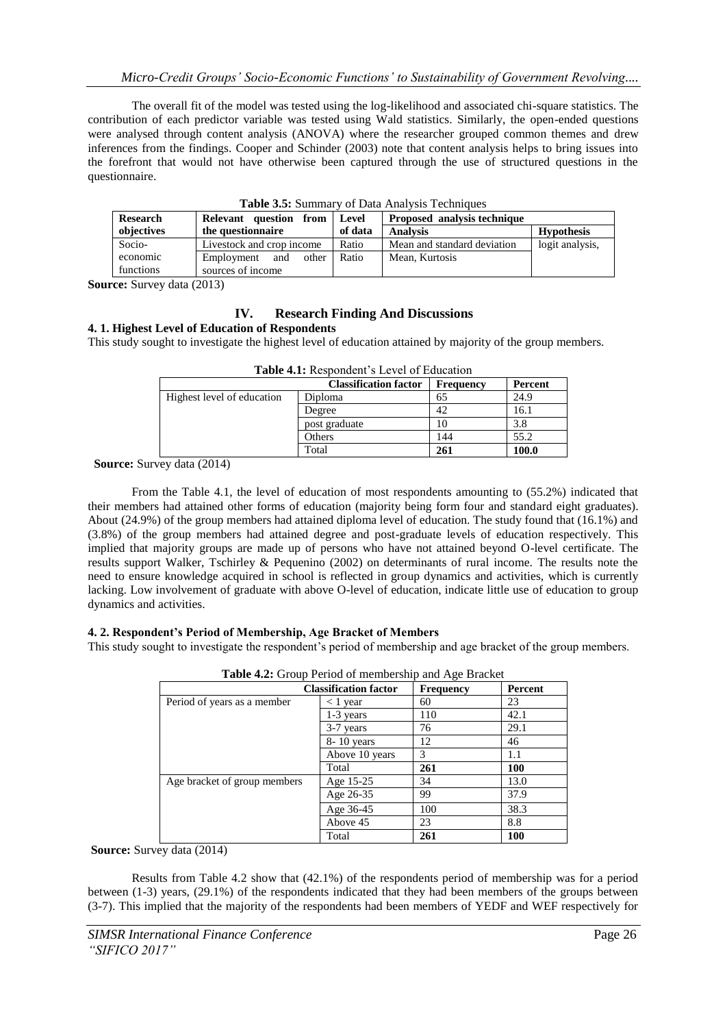The overall fit of the model was tested using the log-likelihood and associated chi-square statistics. The contribution of each predictor variable was tested using Wald statistics. Similarly, the open-ended questions were analysed through content analysis (ANOVA) where the researcher grouped common themes and drew inferences from the findings. Cooper and Schinder (2003) note that content analysis helps to bring issues into the forefront that would not have otherwise been captured through the use of structured questions in the questionnaire.

**Table 3.5:** Summary of Data Analysis Techniques

| Research objectives | Relevant question from the questionnaire | Level of data | Proposed analysis technique | |
|---|---|---|---|---|
| | | | **Analysis** | **Hypothesis** |
| Socio-economic functions | Livestock and crop income | Ratio | Mean and standard deviation | logit analysis, |
| | Employment and other sources of income | Ratio | Mean, Kurtosis | |

**Source:** Survey data (2013)

## IV. Research Finding And Discussions

### 4. 1. Highest Level of Education of Respondents

This study sought to investigate the highest level of education attained by majority of the group members.

**Table 4.1:** Respondent's Level of Education

| | Classification factor | Frequency | Percent |
|---|---|---|---|
| Highest level of education | Diploma | 65 | 24.9 |
| | Degree | 42 | 16.1 |
| | post graduate | 10 | 3.8 |
| | Others | 144 | 55.2 |
| | Total | **261** | **100.0** |

**Source:** Survey data (2014)

From the Table 4.1, the level of education of most respondents amounting to (55.2%) indicated that their members had attained other forms of education (majority being form four and standard eight graduates). About (24.9%) of the group members had attained diploma level of education. The study found that (16.1%) and (3.8%) of the group members had attained degree and post-graduate levels of education respectively. This implied that majority groups are made up of persons who have not attained beyond O-level certificate. The results support Walker, Tschirley & Pequenino (2002) on determinants of rural income. The results note the need to ensure knowledge acquired in school is reflected in group dynamics and activities, which is currently lacking. Low involvement of graduate with above O-level of education, indicate little use of education to group dynamics and activities.

### 4. 2. Respondent's Period of Membership, Age Bracket of Members

This study sought to investigate the respondent's period of membership and age bracket of the group members.

**Table 4.2:** Group Period of membership and Age Bracket

| | Classification factor | Frequency | Percent |
|---|---|---|---|
| Period of years as a member | < 1 year | 60 | 23 |
| | 1-3 years | 110 | 42.1 |
| | 3-7 years | 76 | 29.1 |
| | 8- 10 years | 12 | 46 |
| | Above 10 years | 3 | 1.1 |
| | Total | **261** | **100** |
| Age bracket of group members | Age 15-25 | 34 | 13.0 |
| | Age 26-35 | 99 | 37.9 |
| | Age 36-45 | 100 | 38.3 |
| | Above 45 | 23 | 8.8 |
| | Total | **261** | **100** |

**Source:** Survey data (2014)

Results from Table 4.2 show that (42.1%) of the respondents period of membership was for a period between (1-3) years, (29.1%) of the respondents indicated that they had been members of the groups between (3-7). This implied that the majority of the respondents had been members of YEDF and WEF respectively for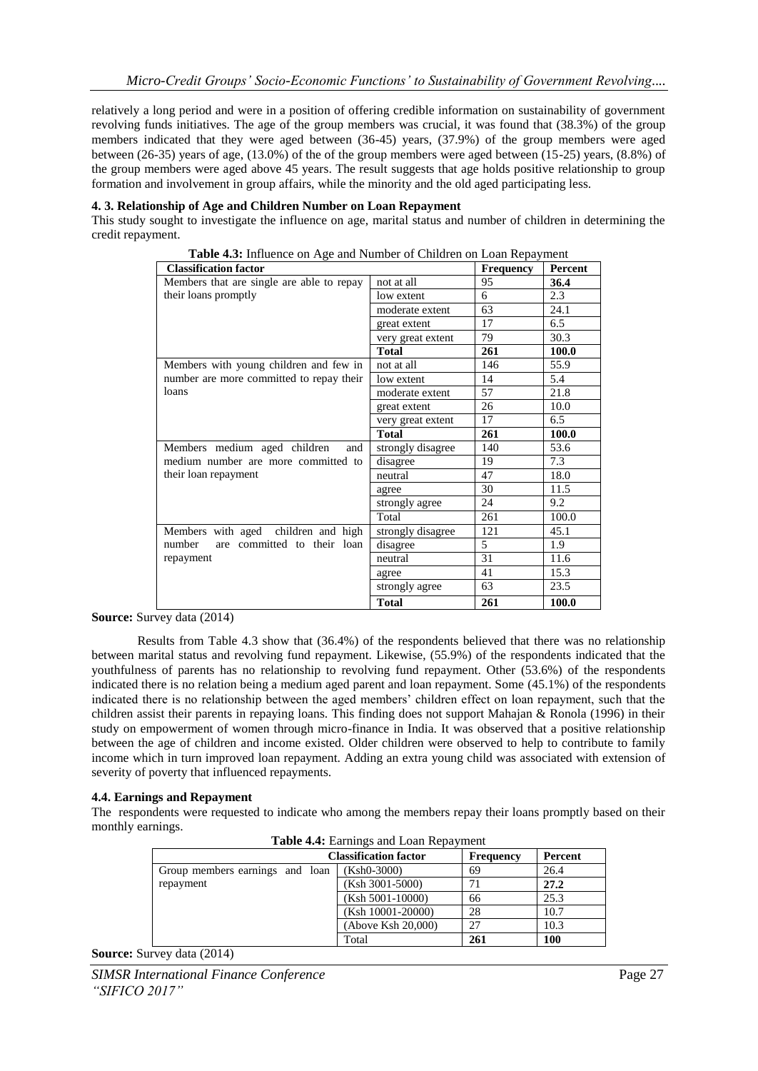relatively a long period and were in a position of offering credible information on sustainability of government revolving funds initiatives. The age of the group members was crucial, it was found that (38.3%) of the group members indicated that they were aged between (36-45) years, (37.9%) of the group members were aged between (26-35) years of age, (13.0%) of the of the group members were aged between (15-25) years, (8.8%) of the group members were aged above 45 years. The result suggests that age holds positive relationship to group formation and involvement in group affairs, while the minority and the old aged participating less.

**4. 3. Relationship of Age and Children Number on Loan Repayment**

This study sought to investigate the influence on age, marital status and number of children in determining the credit repayment.

**Table 4.3:** Influence on Age and Number of Children on Loan Repayment

| **Classification factor** | | **Frequency** | **Percent** |
|---|---|---|---|
| Members that are single are able to repay their loans promptly | not at all | 95 | **36.4** |
| | low extent | 6 | 2.3 |
| | moderate extent | 63 | 24.1 |
| | great extent | 17 | 6.5 |
| | very great extent | 79 | 30.3 |
| | **Total** | **261** | **100.0** |
| Members with young children and few in number are more committed to repay their loans | not at all | 146 | 55.9 |
| | low extent | 14 | 5.4 |
| | moderate extent | 57 | 21.8 |
| | great extent | 26 | 10.0 |
| | very great extent | 17 | 6.5 |
| | **Total** | **261** | **100.0** |
| Members medium aged children and medium number are more committed to their loan repayment | strongly disagree | 140 | 53.6 |
| | disagree | 19 | 7.3 |
| | neutral | 47 | 18.0 |
| | agree | 30 | 11.5 |
| | strongly agree | 24 | 9.2 |
| | Total | 261 | 100.0 |
| Members with aged children and high number are committed to their loan repayment | strongly disagree | 121 | 45.1 |
| | disagree | 5 | 1.9 |
| | neutral | 31 | 11.6 |
| | agree | 41 | 15.3 |
| | strongly agree | 63 | 23.5 |
| | **Total** | **261** | **100.0** |

**Source:** Survey data (2014)

Results from Table 4.3 show that (36.4%) of the respondents believed that there was no relationship between marital status and revolving fund repayment. Likewise, (55.9%) of the respondents indicated that the youthfulness of parents has no relationship to revolving fund repayment. Other (53.6%) of the respondents indicated there is no relation being a medium aged parent and loan repayment. Some (45.1%) of the respondents indicated there is no relationship between the aged members' children effect on loan repayment, such that the children assist their parents in repaying loans. This finding does not support Mahajan & Ronola (1996) in their study on empowerment of women through micro-finance in India. It was observed that a positive relationship between the age of children and income existed. Older children were observed to help to contribute to family income which in turn improved loan repayment. Adding an extra young child was associated with extension of severity of poverty that influenced repayments.

**4.4. Earnings and Repayment**

The respondents were requested to indicate who among the members repay their loans promptly based on their monthly earnings.

**Table 4.4:** Earnings and Loan Repayment

| **Classification factor** | | **Frequency** | **Percent** |
|---|---|---|---|
| Group members earnings and loan repayment | (Ksh0-3000) | 69 | 26.4 |
| | (Ksh 3001-5000) | 71 | **27.2** |
| | (Ksh 5001-10000) | 66 | 25.3 |
| | (Ksh 10001-20000) | 28 | 10.7 |
| | (Above Ksh 20,000) | 27 | 10.3 |
| | Total | **261** | **100** |

**Source:** Survey data (2014)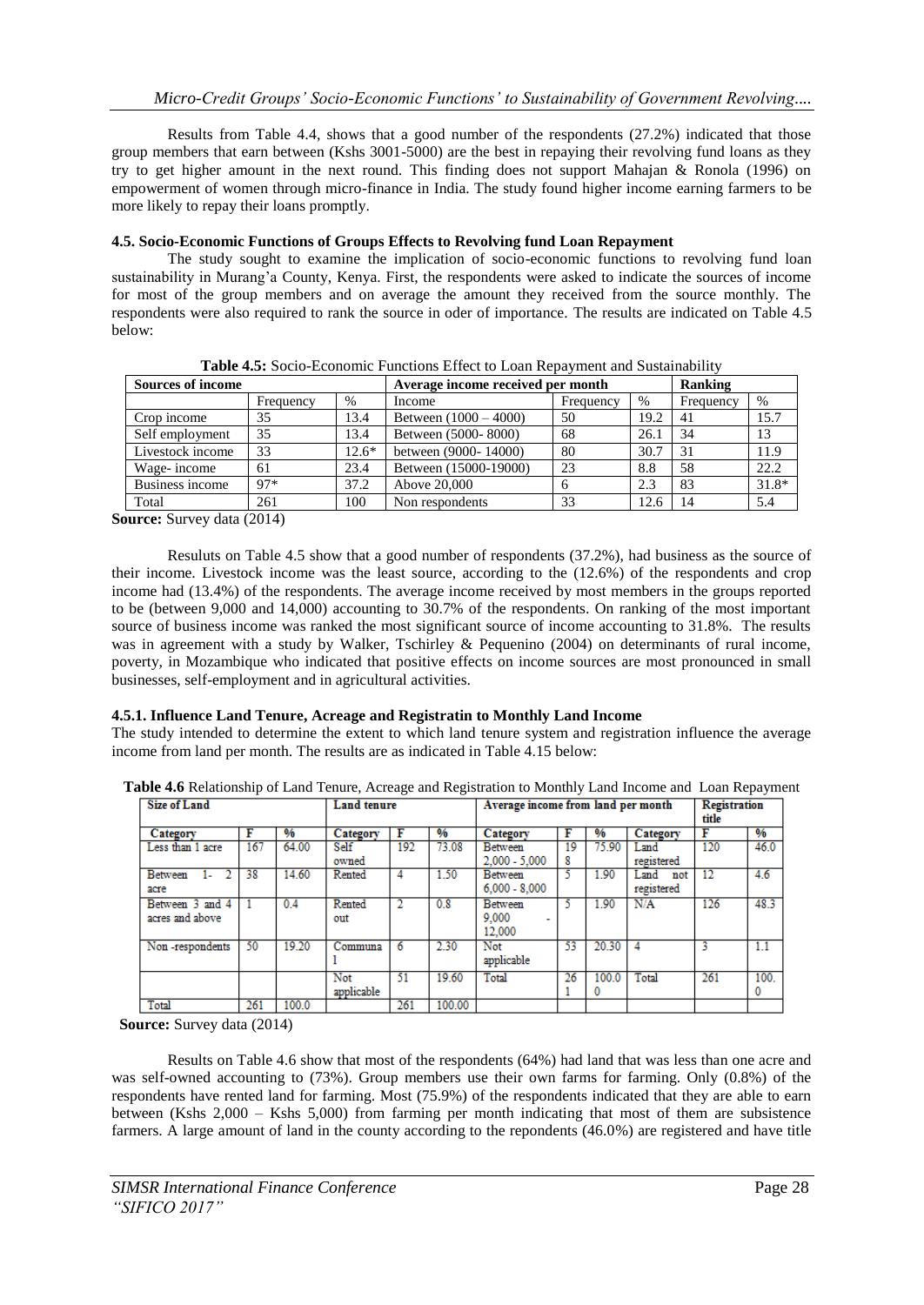Results from Table 4.4, shows that a good number of the respondents (27.2%) indicated that those group members that earn between (Kshs 3001-5000) are the best in repaying their revolving fund loans as they try to get higher amount in the next round. This finding does not support Mahajan & Ronola (1996) on empowerment of women through micro-finance in India. The study found higher income earning farmers to be more likely to repay their loans promptly.

#### 4.5. Socio-Economic Functions of Groups Effects to Revolving fund Loan Repayment

The study sought to examine the implication of socio-economic functions to revolving fund loan sustainability in Murang'a County, Kenya. First, the respondents were asked to indicate the sources of income for most of the group members and on average the amount they received from the source monthly. The respondents were also required to rank the source in oder of importance. The results are indicated on Table 4.5 below:

**Table 4.5:** Socio-Economic Functions Effect to Loan Repayment and Sustainability

| Sources of income | | | Average income received per month | | | Ranking | |
|---|---|---|---|---|---|---|---|
| | Frequency | % | Income | Frequency | % | Frequency | % |
| Crop income | 35 | 13.4 | Between (1000 – 4000) | 50 | 19.2 | 41 | 15.7 |
| Self employment | 35 | 13.4 | Between (5000- 8000) | 68 | 26.1 | 34 | 13 |
| Livestock income | 33 | 12.6* | between (9000- 14000) | 80 | 30.7 | 31 | 11.9 |
| Wage- income | 61 | 23.4 | Between (15000-19000) | 23 | 8.8 | 58 | 22.2 |
| Business income | 97* | 37.2 | Above 20,000 | 6 | 2.3 | 83 | 31.8* |
| Total | 261 | 100 | Non respondents | 33 | 12.6 | 14 | 5.4 |

**Source:** Survey data (2014)

Resuluts on Table 4.5 show that a good number of respondents (37.2%), had business as the source of their income. Livestock income was the least source, according to the (12.6%) of the respondents and crop income had (13.4%) of the respondents. The average income received by most members in the groups reported to be (between 9,000 and 14,000) accounting to 30.7% of the respondents. On ranking of the most important source of business income was ranked the most significant source of income accounting to 31.8%. The results was in agreement with a study by Walker, Tschirley & Pequenino (2004) on determinants of rural income, poverty, in Mozambique who indicated that positive effects on income sources are most pronounced in small businesses, self-employment and in agricultural activities.

#### 4.5.1. Influence Land Tenure, Acreage and Registratin to Monthly Land Income

The study intended to determine the extent to which land tenure system and registration influence the average income from land per month. The results are as indicated in Table 4.15 below:

**Table 4.6** Relationship of Land Tenure, Acreage and Registration to Monthly Land Income and Loan Repayment

| Size of Land | | | Land tenure | | | Average income from land per month | | | Registration title | | |
|---|---|---|---|---|---|---|---|---|---|---|---|
| Category | F | % | Category | F | % | Category | F | % | Category | F | % |
| Less than 1 acre | 167 | 64.00 | Self owned | 192 | 73.08 | Between 2,000 - 5,000 | 198 | 75.90 | Land registered | 120 | 46.0 |
| Between 1- 2 acre | 38 | 14.60 | Rented | 4 | 1.50 | Between 6,000 - 8,000 | 5 | 1.90 | Land not registered | 12 | 4.6 |
| Between 3 and 4 acres and above | 1 | 0.4 | Rented out | 2 | 0.8 | Between 9,000 - 12,000 | 5 | 1.90 | N/A | 126 | 48.3 |
| Non -respondents | 50 | 19.20 | Communal | 6 | 2.30 | Not applicable | 53 | 20.30 | 4 | 3 | 1.1 |
| | | | Not applicable | 51 | 19.60 | Total | 261 | 100.0 | Total | 261 | 100.0 |
| Total | 261 | 100.0 | | 261 | 100.00 | | | | | | |

**Source:** Survey data (2014)

Results on Table 4.6 show that most of the respondents (64%) had land that was less than one acre and was self-owned accounting to (73%). Group members use their own farms for farming. Only (0.8%) of the respondents have rented land for farming. Most (75.9%) of the respondents indicated that they are able to earn between (Kshs 2,000 – Kshs 5,000) from farming per month indicating that most of them are subsistence farmers. A large amount of land in the county according to the repondents (46.0%) are registered and have title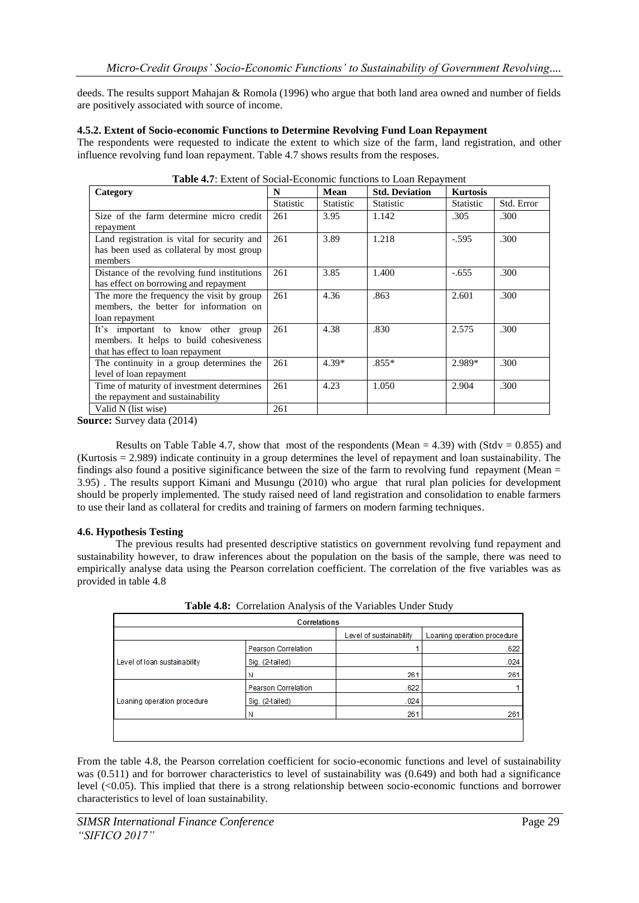deeds. The results support Mahajan & Romola (1996) who argue that both land area owned and number of fields are positively associated with source of income.

**4.5.2. Extent of Socio-economic Functions to Determine Revolving Fund Loan Repayment**

The respondents were requested to indicate the extent to which size of the farm, land registration, and other influence revolving fund loan repayment. Table 4.7 shows results from the resposes.

**Table 4.7**: Extent of Social-Economic functions to Loan Repayment

| Category | N | Mean | Std. Deviation | Kurtosis | |
|---|---|---|---|---|---|
| | Statistic | Statistic | Statistic | Statistic | Std. Error |
| Size of the farm determine micro credit repayment | 261 | 3.95 | 1.142 | .305 | .300 |
| Land registration is vital for security and has been used as collateral by most group members | 261 | 3.89 | 1.218 | -.595 | .300 |
| Distance of the revolving fund institutions has effect on borrowing and repayment | 261 | 3.85 | 1.400 | -.655 | .300 |
| The more the frequency the visit by group members, the better for information on loan repayment | 261 | 4.36 | .863 | 2.601 | .300 |
| It's important to know other group members. It helps to build cohesiveness that has effect to loan repayment | 261 | 4.38 | .830 | 2.575 | .300 |
| The continuity in a group determines the level of loan repayment | 261 | 4.39* | .855* | 2.989* | .300 |
| Time of maturity of investment determines the repayment and sustainability | 261 | 4.23 | 1.050 | 2.904 | .300 |
| Valid N (list wise) | 261 | | | | |

**Source:** Survey data (2014)

Results on Table Table 4.7, show that most of the respondents (Mean = 4.39) with (Stdv = 0.855) and (Kurtosis = 2.989) indicate continuity in a group determines the level of repayment and loan sustainability. The findings also found a positive siginificance between the size of the farm to revolving fund repayment (Mean = 3.95) . The results support Kimani and Musungu (2010) who argue that rural plan policies for development should be properly implemented. The study raised need of land registration and consolidation to enable farmers to use their land as collateral for credits and training of farmers on modern farming techniques.

**4.6. Hypothesis Testing**

The previous results had presented descriptive statistics on government revolving fund repayment and sustainability however, to draw inferences about the population on the basis of the sample, there was need to empirically analyse data using the Pearson correlation coefficient. The correlation of the five variables was as provided in table 4.8

**Table 4.8:** Correlation Analysis of the Variables Under Study

| Correlations | | | |
|---|---|---|---|
| | | Level of sustainability | Loaning operation procedure |
| Level of loan sustainability | Pearson Correlation | 1 | .622 |
| | Sig. (2-tailed) | | .024 |
| | N | 261 | 261 |
| Loaning operation procedure | Pearson Correlation | .622 | 1 |
| | Sig. (2-tailed) | .024 | |
| | N | 261 | 261 |

From the table 4.8, the Pearson correlation coefficient for socio-economic functions and level of sustainability was (0.511) and for borrower characteristics to level of sustainability was (0.649) and both had a significance level (<0.05). This implied that there is a strong relationship between socio-economic functions and borrower characteristics to level of loan sustainability.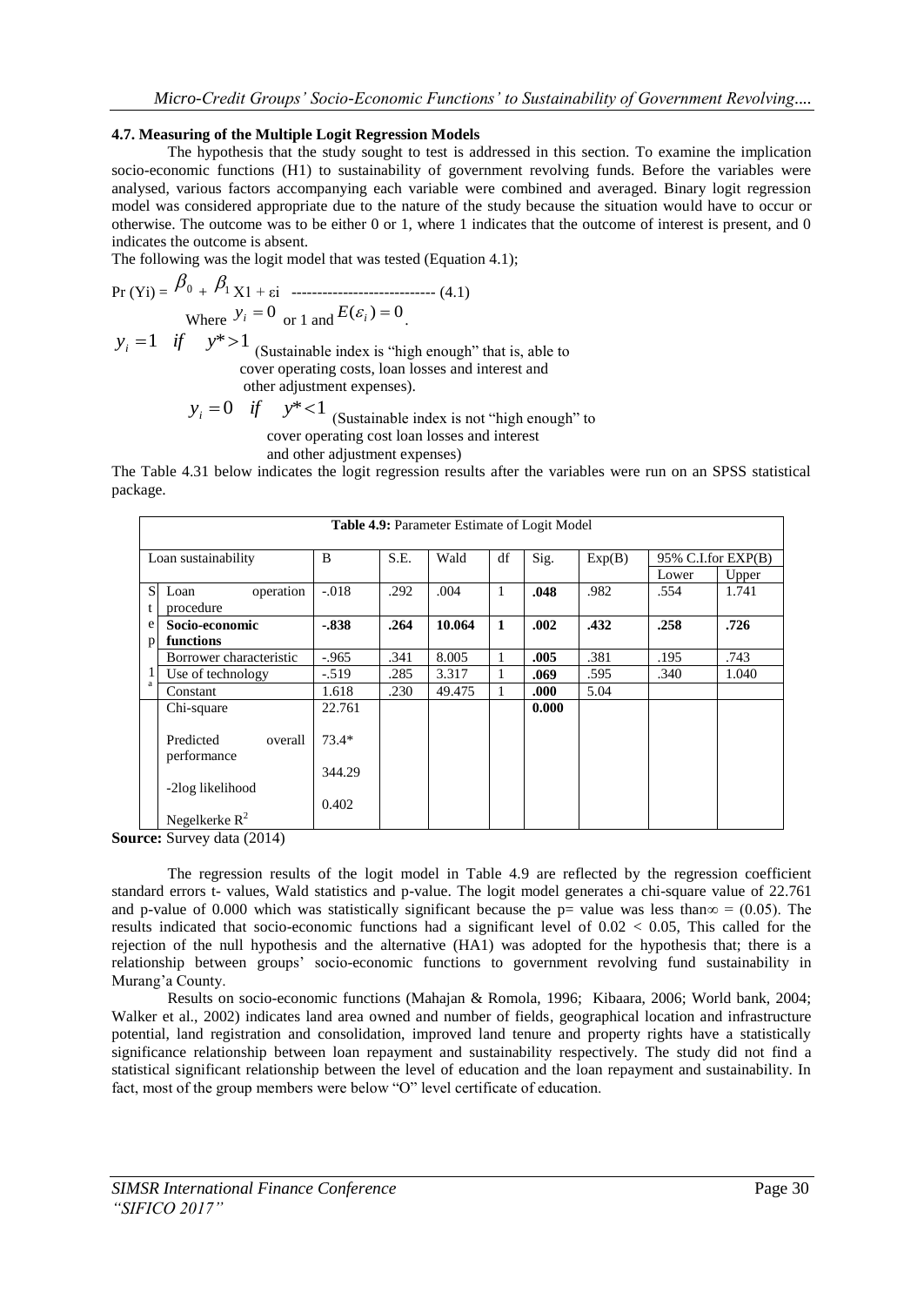### 4.7. Measuring of the Multiple Logit Regression Models

The hypothesis that the study sought to test is addressed in this section. To examine the implication socio-economic functions (H1) to sustainability of government revolving funds. Before the variables were analysed, various factors accompanying each variable were combined and averaged. Binary logit regression model was considered appropriate due to the nature of the study because the situation would have to occur or otherwise. The outcome was to be either 0 or 1, where 1 indicates that the outcome of interest is present, and 0 indicates the outcome is absent.

The following was the logit model that was tested (Equation 4.1);

$$\Pr(Y_i) = \beta_0 + \beta_1 X1 + \varepsilon_i \quad \text{----------------------------- (4.1)}$$

Where $y_i = 0$ or 1 and $E(\varepsilon_i) = 0$.

$y_i = 1 \quad if \quad y^* > 1$ (Sustainable index is "high enough" that is, able to cover operating costs, loan losses and interest and other adjustment expenses).

$y_i = 0 \quad if \quad y^* < 1$ (Sustainable index is not "high enough" to cover operating cost loan losses and interest and other adjustment expenses)

The Table 4.31 below indicates the logit regression results after the variables were run on an SPSS statistical package.

**Table 4.9:** Parameter Estimate of Logit Model

| | Loan sustainability | B | S.E. | Wald | df | Sig. | Exp(B) | 95% C.I.for EXP(B) | |
|---|---|---|---|---|---|---|---|---|---|
| | | | | | | | | Lower | Upper |
| Step 1[a] | Loan operation procedure | -.018 | .292 | .004 | 1 | **.048** | .982 | .554 | 1.741 |
| | **Socio-economic functions** | **-.838** | **.264** | **10.064** | **1** | **.002** | **.432** | **.258** | **.726** |
| | Borrower characteristic | -.965 | .341 | 8.005 | 1 | **.005** | .381 | .195 | .743 |
| | Use of technology | -.519 | .285 | 3.317 | 1 | **.069** | .595 | .340 | 1.040 |
| | Constant | 1.618 | .230 | 49.475 | 1 | **.000** | 5.04 | | |
| | Chi-square | 22.761 | | | | **0.000** | | | |
| | Predicted overall performance | 73.4* | | | | | | | |
| | -2log likelihood | 344.29 | | | | | | | |
| | Negelkerke $R^2$ | 0.402 | | | | | | | |

**Source:** Survey data (2014)

The regression results of the logit model in Table 4.9 are reflected by the regression coefficient standard errors t- values, Wald statistics and p-value. The logit model generates a chi-square value of 22.761 and p-value of 0.000 which was statistically significant because the p= value was less than$\infty$ = (0.05). The results indicated that socio-economic functions had a significant level of 0.02 < 0.05, This called for the rejection of the null hypothesis and the alternative (HA1) was adopted for the hypothesis that; there is a relationship between groups' socio-economic functions to government revolving fund sustainability in Murang'a County.

Results on socio-economic functions (Mahajan & Romola, 1996; Kibaara, 2006; World bank, 2004; Walker et al., 2002) indicates land area owned and number of fields, geographical location and infrastructure potential, land registration and consolidation, improved land tenure and property rights have a statistically significance relationship between loan repayment and sustainability respectively. The study did not find a statistical significant relationship between the level of education and the loan repayment and sustainability. In fact, most of the group members were below "O" level certificate of education.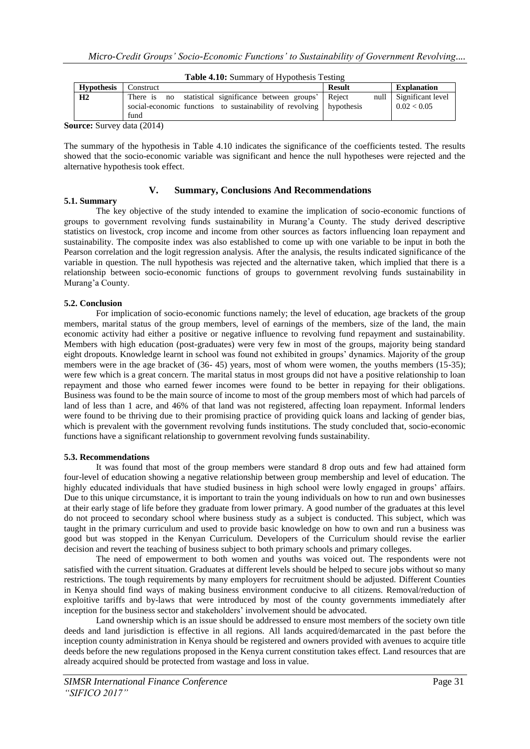**Table 4.10:** Summary of Hypothesis Testing

| Hypothesis | Construct | Result | Explanation |
|---|---|---|---|
| **H2** | There is no statistical significance between groups' social-economic functions to sustainability of revolving fund | Reject null hypothesis | Significant level $0.02 < 0.05$ |

**Source:** Survey data (2014)

The summary of the hypothesis in Table 4.10 indicates the significance of the coefficients tested. The results showed that the socio-economic variable was significant and hence the null hypotheses were rejected and the alternative hypothesis took effect.

## V. Summary, Conclusions And Recommendations

### 5.1. Summary

The key objective of the study intended to examine the implication of socio-economic functions of groups to government revolving funds sustainability in Murang'a County. The study derived descriptive statistics on livestock, crop income and income from other sources as factors influencing loan repayment and sustainability. The composite index was also established to come up with one variable to be input in both the Pearson correlation and the logit regression analysis. After the analysis, the results indicated significance of the variable in question. The null hypothesis was rejected and the alternative taken, which implied that there is a relationship between socio-economic functions of groups to government revolving funds sustainability in Murang'a County.

### 5.2. Conclusion

For implication of socio-economic functions namely; the level of education, age brackets of the group members, marital status of the group members, level of earnings of the members, size of the land, the main economic activity had either a positive or negative influence to revolving fund repayment and sustainability. Members with high education (post-graduates) were very few in most of the groups, majority being standard eight dropouts. Knowledge learnt in school was found not exhibited in groups' dynamics. Majority of the group members were in the age bracket of (36- 45) years, most of whom were women, the youths members (15-35); were few which is a great concern. The marital status in most groups did not have a positive relationship to loan repayment and those who earned fewer incomes were found to be better in repaying for their obligations. Business was found to be the main source of income to most of the group members most of which had parcels of land of less than 1 acre, and 46% of that land was not registered, affecting loan repayment. Informal lenders were found to be thriving due to their promising practice of providing quick loans and lacking of gender bias, which is prevalent with the government revolving funds institutions. The study concluded that, socio-economic functions have a significant relationship to government revolving funds sustainability.

### 5.3. Recommendations

It was found that most of the group members were standard 8 drop outs and few had attained form four-level of education showing a negative relationship between group membership and level of education. The highly educated individuals that have studied business in high school were lowly engaged in groups' affairs. Due to this unique circumstance, it is important to train the young individuals on how to run and own businesses at their early stage of life before they graduate from lower primary. A good number of the graduates at this level do not proceed to secondary school where business study as a subject is conducted. This subject, which was taught in the primary curriculum and used to provide basic knowledge on how to own and run a business was good but was stopped in the Kenyan Curriculum. Developers of the Curriculum should revise the earlier decision and revert the teaching of business subject to both primary schools and primary colleges.

The need of empowerment to both women and youths was voiced out. The respondents were not satisfied with the current situation. Graduates at different levels should be helped to secure jobs without so many restrictions. The tough requirements by many employers for recruitment should be adjusted. Different Counties in Kenya should find ways of making business environment conducive to all citizens. Removal/reduction of exploitive tariffs and by-laws that were introduced by most of the county governments immediately after inception for the business sector and stakeholders' involvement should be advocated.

Land ownership which is an issue should be addressed to ensure most members of the society own title deeds and land jurisdiction is effective in all regions. All lands acquired/demarcated in the past before the inception county administration in Kenya should be registered and owners provided with avenues to acquire title deeds before the new regulations proposed in the Kenya current constitution takes effect. Land resources that are already acquired should be protected from wastage and loss in value.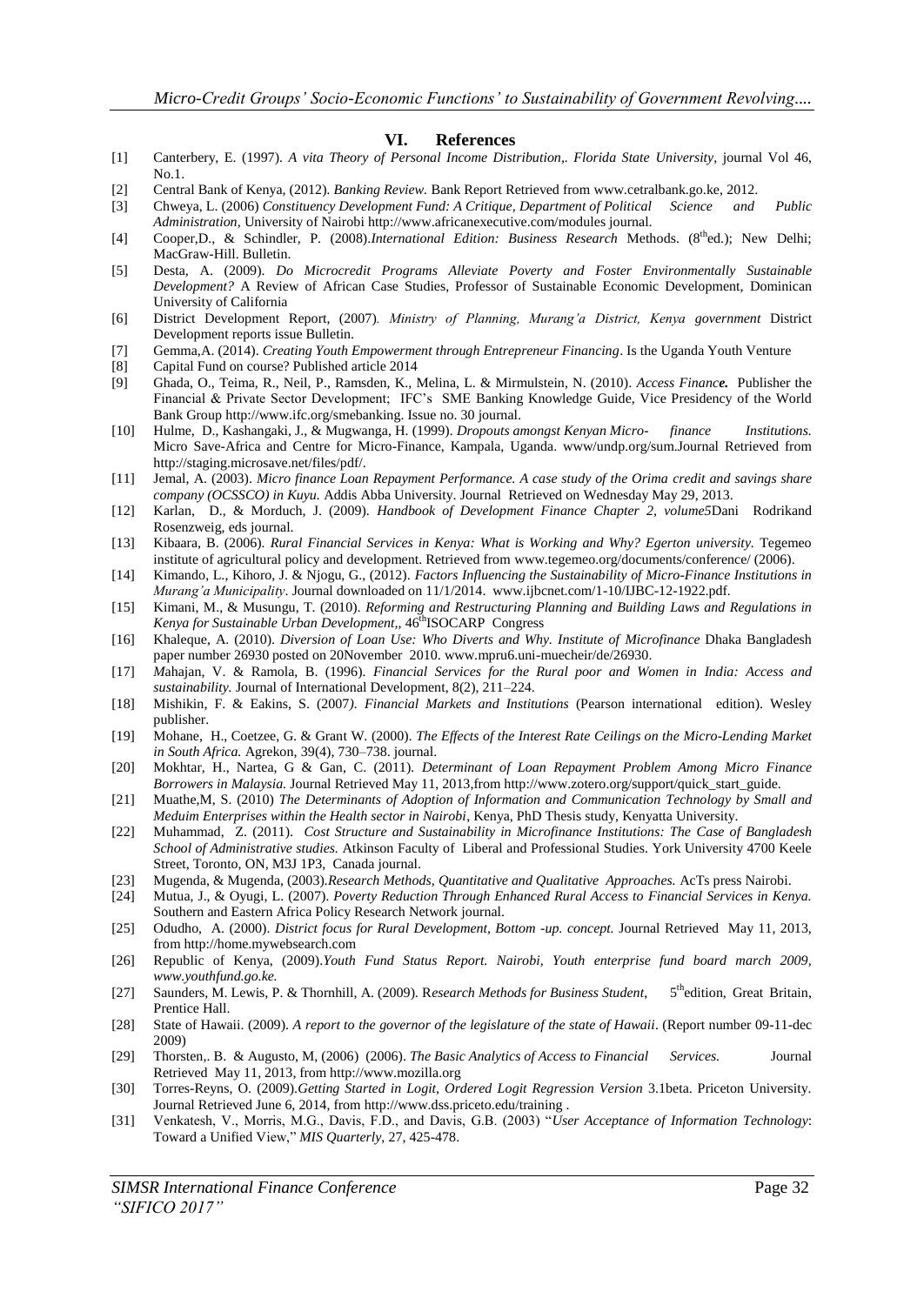## VI. References

[1] Canterbery, E. (1997). *A vita Theory of Personal Income Distribution,. Florida State University*, journal Vol 46, No.1.

[2] Central Bank of Kenya, (2012). *Banking Review.* Bank Report Retrieved from www.cetralbank.go.ke, 2012.

[3] Chweya, L. (2006) *Constituency Development Fund: A Critique, Department of Political Science and Public Administration,* University of Nairobi http://www.africanexecutive.com/modules journal.

[4] Cooper,D., & Schindler, P. (2008).*International Edition: Business Research* Methods. (8thed.); New Delhi; MacGraw-Hill. Bulletin.

[5] Desta, A. (2009). *Do Microcredit Programs Alleviate Poverty and Foster Environmentally Sustainable Development?* A Review of African Case Studies, Professor of Sustainable Economic Development, Dominican University of California

[6] District Development Report, (2007). *Ministry of Planning, Murang'a District, Kenya government* District Development reports issue Bulletin.

[7] Gemma,A. (2014). *Creating Youth Empowerment through Entrepreneur Financing*. Is the Uganda Youth Venture

[8] Capital Fund on course? Published article 2014

[9] Ghada, O., Teima, R., Neil, P., Ramsden, K., Melina, L. & Mirmulstein, N. (2010). *Access Finance.* Publisher the Financial & Private Sector Development; IFC's SME Banking Knowledge Guide, Vice Presidency of the World Bank Group http://www.ifc.org/smebanking. Issue no. 30 journal.

[10] Hulme, D., Kashangaki, J., & Mugwanga, H. (1999). *Dropouts amongst Kenyan Micro- finance Institutions.* Micro Save-Africa and Centre for Micro-Finance, Kampala, Uganda. www/undp.org/sum.Journal Retrieved from http://staging.microsave.net/files/pdf/.

[11] Jemal, A. (2003). *Micro finance Loan Repayment Performance. A case study of the Orima credit and savings share company (OCSSCO) in Kuyu.* Addis Abba University. Journal Retrieved on Wednesday May 29, 2013.

[12] Karlan, D., & Morduch, J. (2009). *Handbook of Development Finance Chapter 2, volume5*Dani Rodrikand Rosenzweig, eds journal.

[13] Kibaara, B. (2006). *Rural Financial Services in Kenya: What is Working and Why? Egerton university.* Tegemeo institute of agricultural policy and development. Retrieved from www.tegemeo.org/documents/conference/ (2006).

[14] Kimando, L., Kihoro, J. & Njogu, G., (2012). *Factors Influencing the Sustainability of Micro-Finance Institutions in Murang'a Municipality*. Journal downloaded on 11/1/2014. www.ijbcnet.com/1-10/IJBC-12-1922.pdf.

[15] Kimani, M., & Musungu, T. (2010). *Reforming and Restructuring Planning and Building Laws and Regulations in Kenya for Sustainable Urban Development,,* 46thISOCARP Congress

[16] Khaleque, A. (2010). *Diversion of Loan Use: Who Diverts and Why. Institute of Microfinance* Dhaka Bangladesh paper number 26930 posted on 20November 2010. www.mpru6.uni-muecheir/de/26930.

[17] Mahajan, V. & Ramola, B. (1996). *Financial Services for the Rural poor and Women in India: Access and sustainability.* Journal of International Development, 8(2), 211–224.

[18] Mishikin, F. & Eakins, S. (2007). *Financial Markets and Institutions* (Pearson international edition). Wesley publisher.

[19] Mohane, H., Coetzee, G. & Grant W. (2000). *The Effects of the Interest Rate Ceilings on the Micro-Lending Market in South Africa.* Agrekon, 39(4), 730–738. journal.

[20] Mokhtar, H., Nartea, G & Gan, C. (2011). *Determinant of Loan Repayment Problem Among Micro Finance Borrowers in Malaysia.* Journal Retrieved May 11, 2013,from http://www.zotero.org/support/quick_start_guide.

[21] Muathe,M, S. (2010) *The Determinants of Adoption of Information and Communication Technology by Small and Meduim Enterprises within the Health sector in Nairobi*, Kenya, PhD Thesis study, Kenyatta University.

[22] Muhammad, Z. (2011). *Cost Structure and Sustainability in Microfinance Institutions: The Case of Bangladesh School of Administrative studies.* Atkinson Faculty of Liberal and Professional Studies. York University 4700 Keele Street, Toronto, ON, M3J 1P3, Canada journal.

[23] Mugenda, & Mugenda, (2003).*Research Methods, Quantitative and Qualitative Approaches.* AcTs press Nairobi.

[24] Mutua, J., & Oyugi, L. (2007). *Poverty Reduction Through Enhanced Rural Access to Financial Services in Kenya.* Southern and Eastern Africa Policy Research Network journal.

[25] Odudho, A. (2000). *District focus for Rural Development, Bottom -up. concept.* Journal Retrieved May 11, 2013, from http://home.mywebsearch.com

[26] Republic of Kenya, (2009).*Youth Fund Status Report. Nairobi, Youth enterprise fund board march 2009, www.youthfund.go.ke.*

[27] Saunders, M. Lewis, P. & Thornhill, A. (2009). R*esearch Methods for Business Student*, 5thedition, Great Britain, Prentice Hall.

[28] State of Hawaii. (2009). *A report to the governor of the legislature of the state of Hawaii*. (Report number 09-11-dec 2009)

[29] Thorsten,. B. & Augusto, M, (2006) (2006). *The Basic Analytics of Access to Financial Services.* Journal Retrieved May 11, 2013, from http://www.mozilla.org

[30] Torres-Reyns, O. (2009).*Getting Started in Logit, Ordered Logit Regression Version* 3.1beta. Priceton University. Journal Retrieved June 6, 2014, from http://www.dss.priceto.edu/training .

[31] Venkatesh, V., Morris, M.G., Davis, F.D., and Davis, G.B. (2003) "*User Acceptance of Information Technology*: Toward a Unified View," *MIS Quarterly*, 27, 425-478.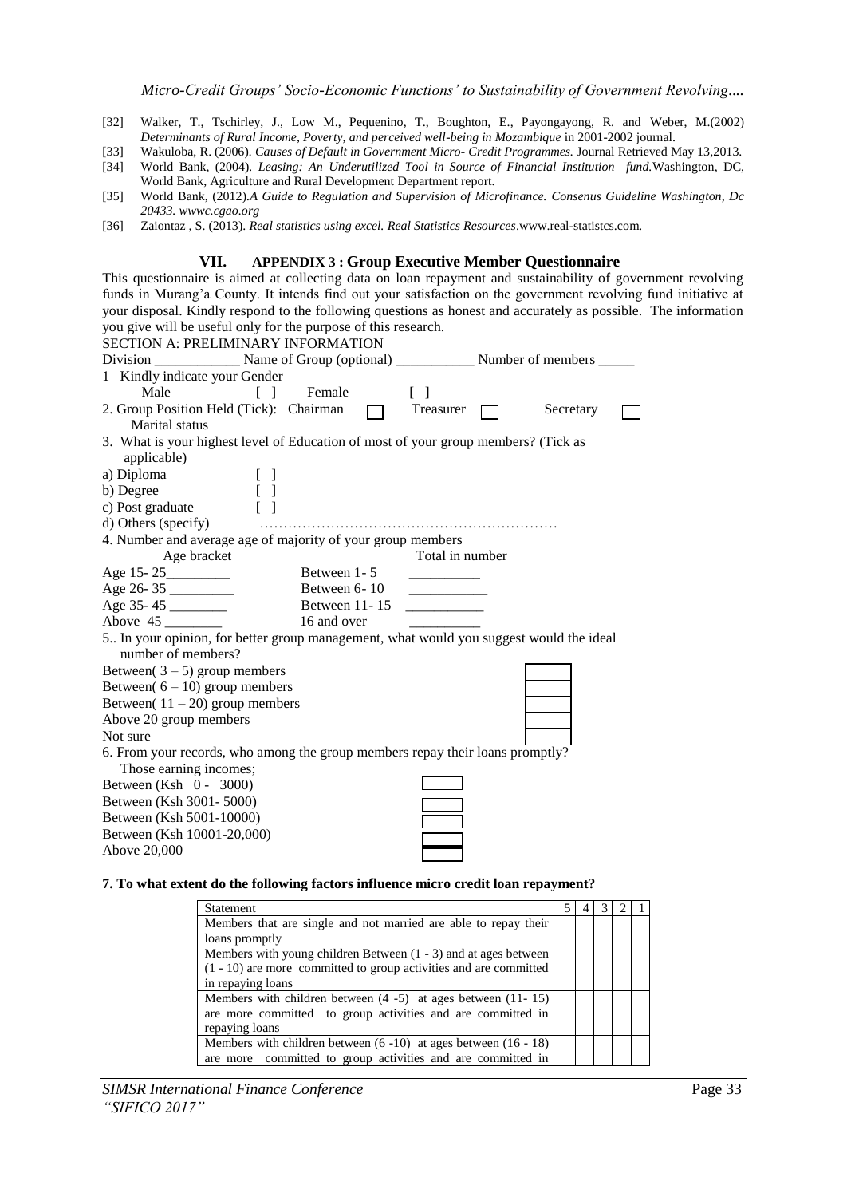[32] Walker, T., Tschirley, J., Low M., Pequenino, T., Boughton, E., Payongayong, R. and Weber, M.(2002) *Determinants of Rural Income, Poverty, and perceived well-being in Mozambique* in 2001-2002 journal.

[33] Wakuloba, R. (2006). *Causes of Default in Government Micro- Credit Programmes.* Journal Retrieved May 13,2013.

[34] World Bank, (2004). *Leasing: An Underutilized Tool in Source of Financial Institution fund.*Washington, DC, World Bank, Agriculture and Rural Development Department report.

[35] World Bank, (2012).*A Guide to Regulation and Supervision of Microfinance. Consenus Guideline Washington, Dc 20433. wwwc.cgao.org*

[36] Zaiontaz , S. (2013). *Real statistics using excel. Real Statistics Resources*.www.real-statistcs.com.

## VII. APPENDIX 3 : Group Executive Member Questionnaire

This questionnaire is aimed at collecting data on loan repayment and sustainability of government revolving funds in Murang'a County. It intends find out your satisfaction on the government revolving fund initiative at your disposal. Kindly respond to the following questions as honest and accurately as possible. The information you give will be useful only for the purpose of this research.

SECTION A: PRELIMINARY INFORMATION

Division ____________ Name of Group (optional) ___________ Number of members _____

1 Kindly indicate your Gender

Male [ ] Female [ ]

2. Group Position Held (Tick): Chairman [ ] Treasurer [ ] Secretary [ ]

Marital status

3. What is your highest level of Education of most of your group members? (Tick as applicable)

a) Diploma [ ]

b) Degree [ ]

c) Post graduate [ ]

d) Others (specify) ………………………………………………………

4. Number and average age of majority of your group members

| Age bracket | | Total in number |
|---|---|---|
| Age 15- 25_________ | Between 1- 5 | __________ |
| Age 26- 35 _________ | Between 6- 10 | ___________ |
| Age 35- 45 ________ | Between 11- 15 | ___________ |
| Above 45 ________ | 16 and over | __________ |

5.. In your opinion, for better group management, what would you suggest would the ideal number of members?

Between( 3 – 5) group members [ ]

Between( 6 – 10) group members [ ]

Between( 11 – 20) group members [ ]

Above 20 group members [ ]

Not sure [ ]

6. From your records, who among the group members repay their loans promptly?

Those earning incomes;

Between (Ksh 0 - 3000) [ ]

Between (Ksh 3001- 5000) [ ]

Between (Ksh 5001-10000) [ ]

Between (Ksh 10001-20,000) [ ]

Above 20,000 [ ]

**7. To what extent do the following factors influence micro credit loan repayment?**

| Statement | 5 | 4 | 3 | 2 | 1 |
|---|---|---|---|---|---|
| Members that are single and not married are able to repay their loans promptly | | | | | |
| Members with young children Between (1 - 3) and at ages between (1 - 10) are more committed to group activities and are committed in repaying loans | | | | | |
| Members with children between (4 -5) at ages between (11- 15) are more committed to group activities and are committed in repaying loans | | | | | |
| Members with children between (6 -10) at ages between (16 - 18) are more committed to group activities and are committed in | | | | | |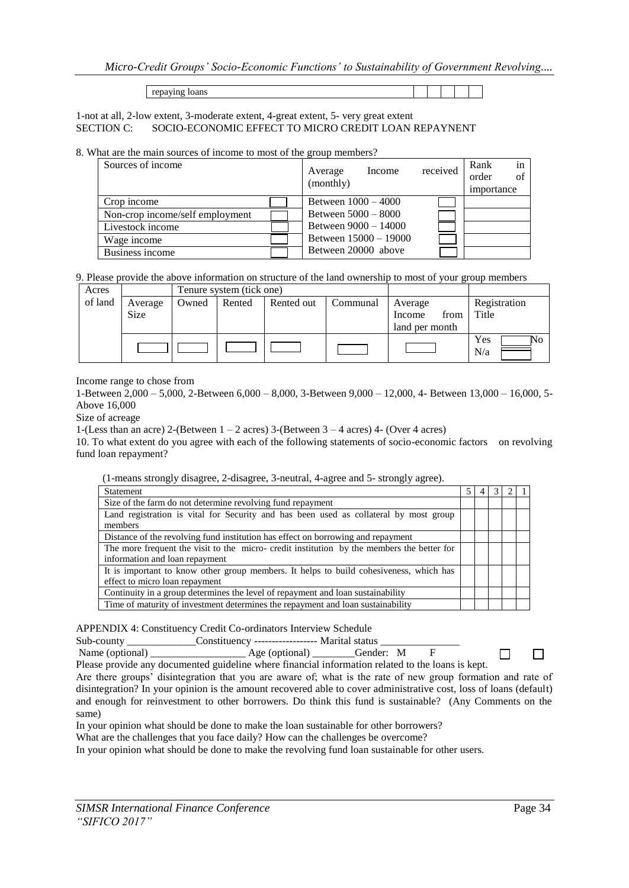| repaying loans | | | | | |
|---|---|---|---|---|---|

1-not at all, 2-low extent, 3-moderate extent, 4-great extent, 5- very great extent

SECTION C: SOCIO-ECONOMIC EFFECT TO MICRO CREDIT LOAN REPAYNENT

8. What are the main sources of income to most of the group members?

| Sources of income | | Average Income received (monthly) | | Rank in order of importance |
|---|---|---|---|---|
| Crop income | ☐ | Between 1000 – 4000 | ☐ | |
| Non-crop income/self employment | ☐ | Between 5000 – 8000 | ☐ | |
| Livestock income | ☐ | Between 9000 – 14000 | ☐ | |
| Wage income | ☐ | Between 15000 – 19000 | ☐ | |
| Business income | ☐ | Between 20000 above | ☐ | |

9. Please provide the above information on structure of the land ownership to most of your group members

| Acres of land | | Tenure system (tick one) | | | | | |
|---|---|---|---|---|---|---|---|
| | Average Size | Owned | Rented | Rented out | Communal | Average Income from land per month | Registration Title |
| | ☐ | ☐ | ☐ | ☐ | ☐ | ☐ | Yes ☐ No N/a ☐ |

Income range to chose from

1-Between 2,000 – 5,000, 2-Between 6,000 – 8,000, 3-Between 9,000 – 12,000, 4- Between 13,000 – 16,000, 5-Above 16,000

Size of acreage

1-(Less than an acre) 2-(Between 1 – 2 acres) 3-(Between 3 – 4 acres) 4- (Over 4 acres)

10. To what extent do you agree with each of the following statements of socio-economic factors on revolving fund loan repayment?

(1-means strongly disagree, 2-disagree, 3-neutral, 4-agree and 5- strongly agree).

| Statement | 5 | 4 | 3 | 2 | 1 |
|---|---|---|---|---|---|
| Size of the farm do not determine revolving fund repayment | | | | | |
| Land registration is vital for Security and has been used as collateral by most group members | | | | | |
| Distance of the revolving fund institution has effect on borrowing and repayment | | | | | |
| The more frequent the visit to the micro- credit institution by the members the better for information and loan repayment | | | | | |
| It is important to know other group members. It helps to build cohesiveness, which has effect to micro loan repayment | | | | | |
| Continuity in a group determines the level of repayment and loan sustainability | | | | | |
| Time of maturity of investment determines the repayment and loan sustainability | | | | | |

APPENDIX 4: Constituency Credit Co-ordinators Interview Schedule

Sub-county _____________Constituency ------------------ Marital status _______________

Name (optional) __________________ Age (optional) ________Gender: M ☐ F ☐

Please provide any documented guideline where financial information related to the loans is kept.

Are there groups' disintegration that you are aware of; what is the rate of new group formation and rate of disintegration? In your opinion is the amount recovered able to cover administrative cost, loss of loans (default) and enough for reinvestment to other borrowers. Do think this fund is sustainable? (Any Comments on the same)

In your opinion what should be done to make the loan sustainable for other borrowers?

What are the challenges that you face daily? How can the challenges be overcome?

In your opinion what should be done to make the revolving fund loan sustainable for other users.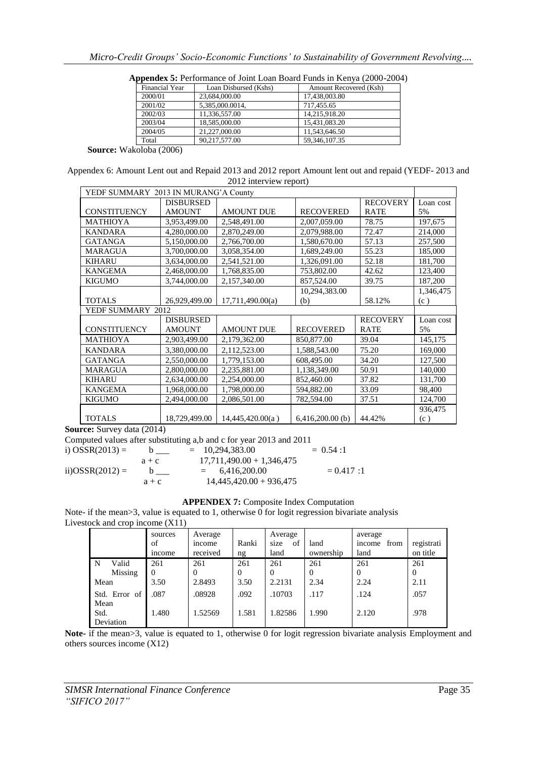**Appendix 5:** Performance of Joint Loan Board Funds in Kenya (2000-2004)

| Financial Year | Loan Disbursed (Kshs) | Amount Recovered (Ksh) |
|---|---|---|
| 2000/01 | 23,684,000.00 | 17,438,003.80 |
| 2001/02 | 5,385,000.0014, | 717,455.65 |
| 2002/03 | 11,336,557.00 | 14,215,918.20 |
| 2003/04 | 18,585,000.00 | 15,431,083.20 |
| 2004/05 | 21,227,000.00 | 11,543,646.50 |
| Total | 90,217,577.00 | 59,346,107.35 |

**Source:** Wakoloba (2006)

Appendix 6: Amount Lent out and Repaid 2013 and 2012 report Amount lent out and repaid (YEDF- 2013 and 2012 interview report)

| YEDF SUMMARY 2013 IN MURANG'A County | | | | | |
|---|---|---|---|---|---|
| CONSTITUENCY | DISBURSED AMOUNT | AMOUNT DUE | RECOVERED | RECOVERY RATE | Loan cost 5% |
| MATHIOYA | 3,953,499.00 | 2,548,491.00 | 2,007,059.00 | 78.75 | 197,675 |
| KANDARA | 4,280,000.00 | 2,870,249.00 | 2,079,988.00 | 72.47 | 214,000 |
| GATANGA | 5,150,000.00 | 2,766,700.00 | 1,580,670.00 | 57.13 | 257,500 |
| MARAGUA | 3,700,000.00 | 3,058,354.00 | 1,689,249.00 | 55.23 | 185,000 |
| KIHARU | 3,634,000.00 | 2,541,521.00 | 1,326,091.00 | 52.18 | 181,700 |
| KANGEMA | 2,468,000.00 | 1,768,835.00 | 753,802.00 | 42.62 | 123,400 |
| KIGUMO | 3,744,000.00 | 2,157,340.00 | 857,524.00 | 39.75 | 187,200 |
| TOTALS | 26,929,499.00 | 17,711,490.00(a) | 10,294,383.00 (b) | 58.12% | 1,346,475 (c ) |
| YEDF SUMMARY 2012 | | | | | |
| CONSTITUENCY | DISBURSED AMOUNT | AMOUNT DUE | RECOVERED | RECOVERY RATE | Loan cost 5% |
| MATHIOYA | 2,903,499.00 | 2,179,362.00 | 850,877.00 | 39.04 | 145,175 |
| KANDARA | 3,380,000.00 | 2,112,523.00 | 1,588,543.00 | 75.20 | 169,000 |
| GATANGA | 2,550,000.00 | 1,779,153.00 | 608,495.00 | 34.20 | 127,500 |
| MARAGUA | 2,800,000.00 | 2,235,881.00 | 1,138,349.00 | 50.91 | 140,000 |
| KIHARU | 2,634,000.00 | 2,254,000.00 | 852,460.00 | 37.82 | 131,700 |
| KANGEMA | 1,968,000.00 | 1,798,000.00 | 594,882.00 | 33.09 | 98,400 |
| KIGUMO | 2,494,000.00 | 2,086,501.00 | 782,594.00 | 37.51 | 124,700 |
| TOTALS | 18,729,499.00 | 14,445,420.00(a ) | 6,416,200.00 (b) | 44.42% | 936,475 (c ) |

**Source:** Survey data (2014)

Computed values after substituting a,b and c for year 2013 and 2011

$$\text{i) } OSSR(2013) = \frac{b}{a+c} = \frac{10,294,383.00}{17,711,490.00 + 1,346,475} = 0.54:1$$

$$\text{ii) } OSSR(2012) = \frac{b}{a+c} = \frac{6,416,200.00}{14,445,420.00 + 936,475} = 0.417:1$$

**APPENDEX 7:** Composite Index Computation

Note- if the mean>3, value is equated to 1, otherwise 0 for logit regression bivariate analysis

Livestock and crop income (X11)

| | | sources of income | Average income received | Ranking | Average size of land | land ownership | average income from land | registration title |
|---|---|---|---|---|---|---|---|---|
| N | Valid | 261 | 261 | 261 | 261 | 261 | 261 | 261 |
| | Missing | 0 | 0 | 0 | 0 | 0 | 0 | 0 |
| Mean | | 3.50 | 2.8493 | 3.50 | 2.2131 | 2.34 | 2.24 | 2.11 |
| Std. Error of Mean | | .087 | .08928 | .092 | .10703 | .117 | .124 | .057 |
| Std. Deviation | | 1.480 | 1.52569 | 1.581 | 1.82586 | 1.990 | 2.120 | .978 |

**Note-** if the mean>3, value is equated to 1, otherwise 0 for logit regression bivariate analysis Employment and others sources income (X12)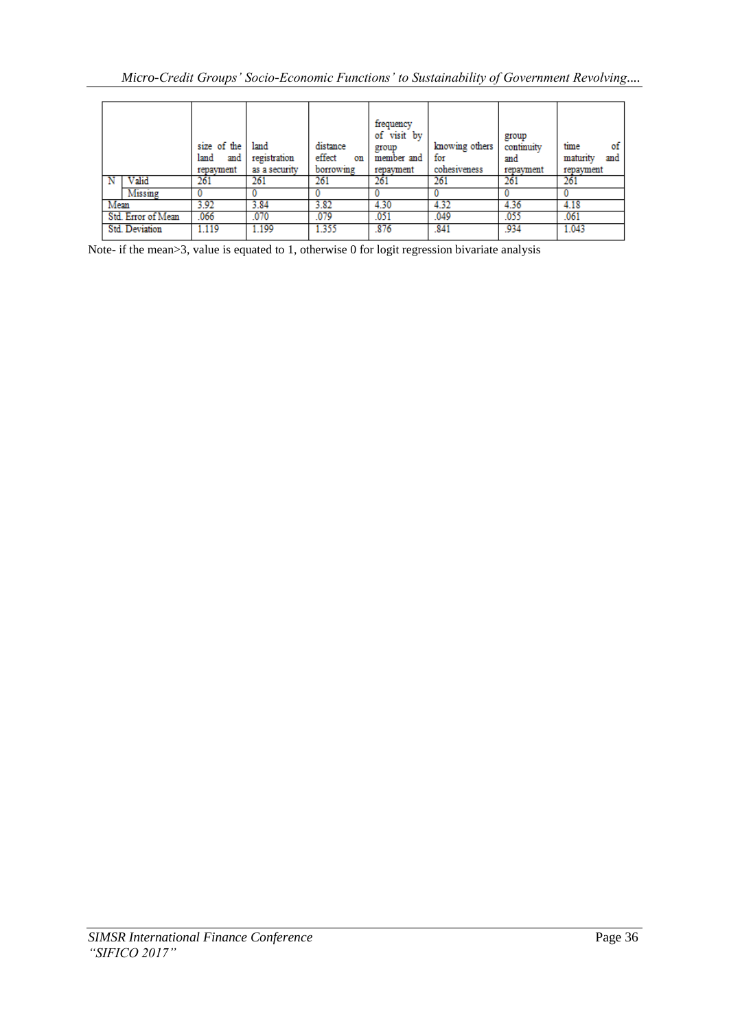| | | size of the land and repayment | land registration as a security | distance effect on borrowing | frequency of visit by group member and repayment | knowing others for cohesiveness | group continuity and repayment | time of maturity and repayment |
|---|---|---|---|---|---|---|---|---|
| N | Valid | 261 | 261 | 261 | 261 | 261 | 261 | 261 |
| | Missing | 0 | 0 | 0 | 0 | 0 | 0 | 0 |
| Mean | | 3.92 | 3.84 | 3.82 | 4.30 | 4.32 | 4.36 | 4.18 |
| Std. Error of Mean | | .066 | .070 | .079 | .051 | .049 | .055 | .061 |
| Std. Deviation | | 1.119 | 1.199 | 1.355 | .876 | .841 | .934 | 1.043 |

Note- if the mean>3, value is equated to 1, otherwise 0 for logit regression bivariate analysis